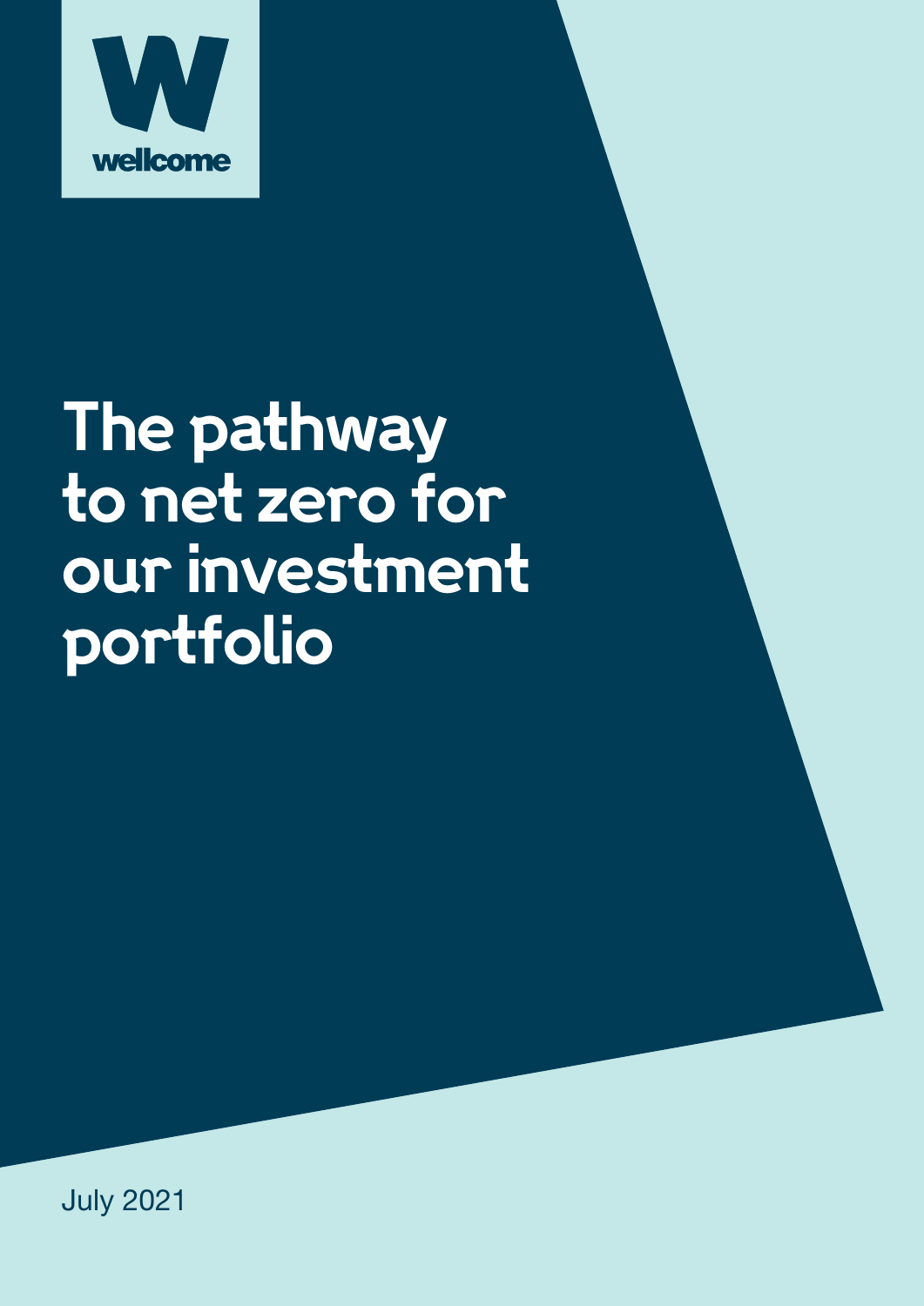wellcome

# The pathway to net zero for our investment portfolio

July 2021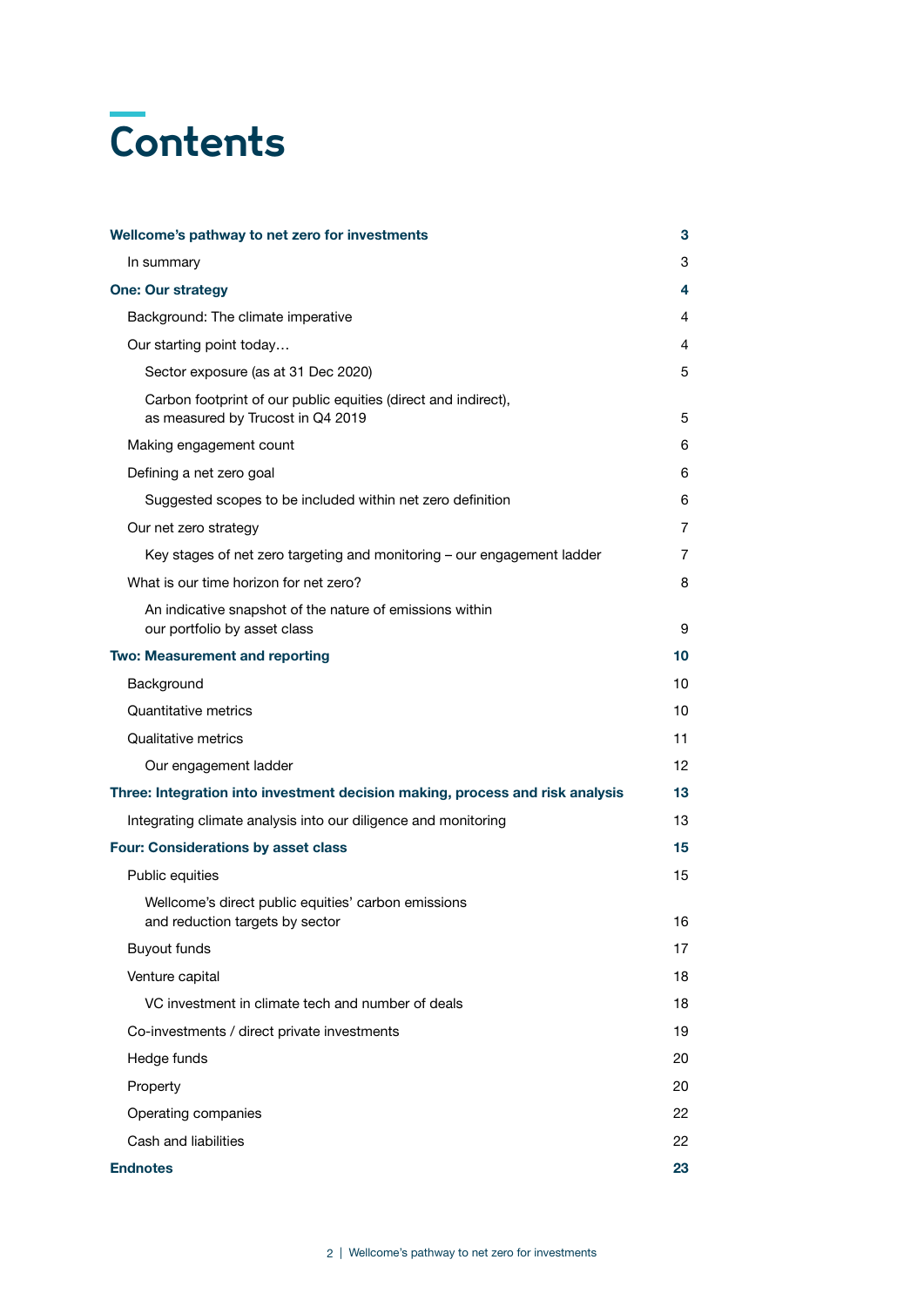# Contents

| | |
|---|---|
| **Wellcome's pathway to net zero for investments** | **3** |
| In summary | 3 |
| **One: Our strategy** | **4** |
| Background: The climate imperative | 4 |
| Our starting point today… | 4 |
| Sector exposure (as at 31 Dec 2020) | 5 |
| Carbon footprint of our public equities (direct and indirect), as measured by Trucost in Q4 2019 | 5 |
| Making engagement count | 6 |
| Defining a net zero goal | 6 |
| Suggested scopes to be included within net zero definition | 6 |
| Our net zero strategy | 7 |
| Key stages of net zero targeting and monitoring – our engagement ladder | 7 |
| What is our time horizon for net zero? | 8 |
| An indicative snapshot of the nature of emissions within our portfolio by asset class | 9 |
| **Two: Measurement and reporting** | **10** |
| Background | 10 |
| Quantitative metrics | 10 |
| Qualitative metrics | 11 |
| Our engagement ladder | 12 |
| **Three: Integration into investment decision making, process and risk analysis** | **13** |
| Integrating climate analysis into our diligence and monitoring | 13 |
| **Four: Considerations by asset class** | **15** |
| Public equities | 15 |
| Wellcome's direct public equities' carbon emissions and reduction targets by sector | 16 |
| Buyout funds | 17 |
| Venture capital | 18 |
| VC investment in climate tech and number of deals | 18 |
| Co-investments / direct private investments | 19 |
| Hedge funds | 20 |
| Property | 20 |
| Operating companies | 22 |
| Cash and liabilities | 22 |
| **Endnotes** | **23** |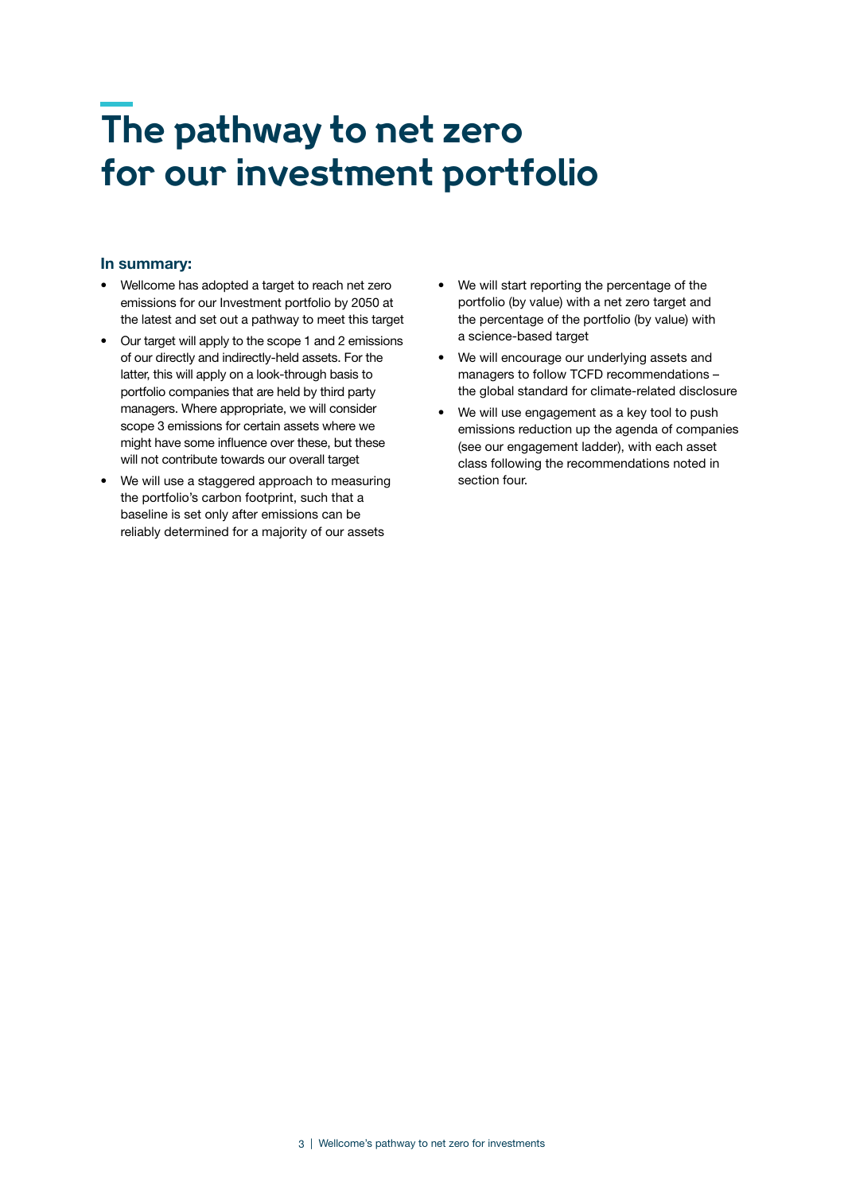# The pathway to net zero for our investment portfolio

**In summary:**

- Wellcome has adopted a target to reach net zero emissions for our Investment portfolio by 2050 at the latest and set out a pathway to meet this target
- Our target will apply to the scope 1 and 2 emissions of our directly and indirectly-held assets. For the latter, this will apply on a look-through basis to portfolio companies that are held by third party managers. Where appropriate, we will consider scope 3 emissions for certain assets where we might have some influence over these, but these will not contribute towards our overall target
- We will use a staggered approach to measuring the portfolio's carbon footprint, such that a baseline is set only after emissions can be reliably determined for a majority of our assets
- We will start reporting the percentage of the portfolio (by value) with a net zero target and the percentage of the portfolio (by value) with a science-based target
- We will encourage our underlying assets and managers to follow TCFD recommendations – the global standard for climate-related disclosure
- We will use engagement as a key tool to push emissions reduction up the agenda of companies (see our engagement ladder), with each asset class following the recommendations noted in section four.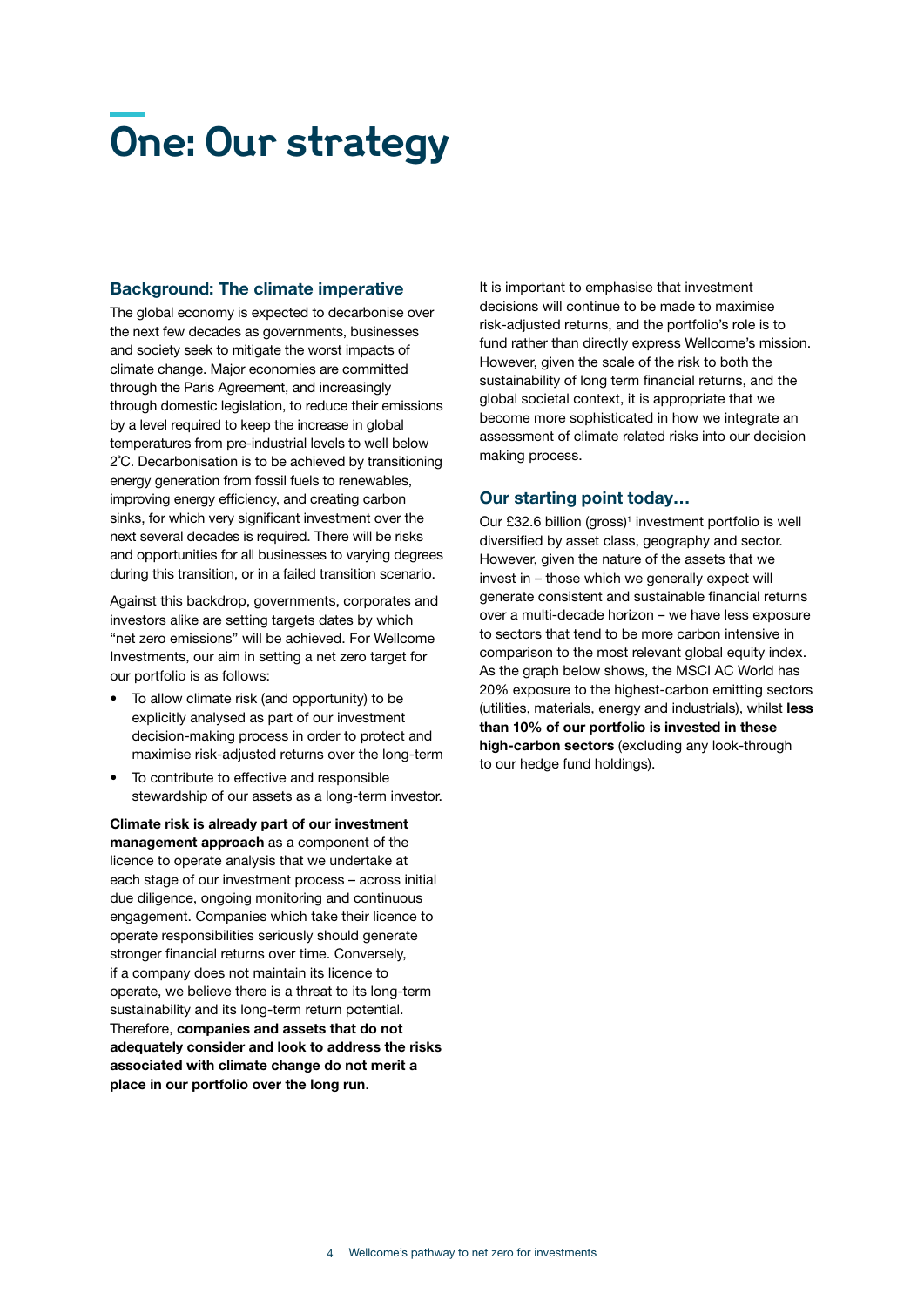# One: Our strategy

## Background: The climate imperative

The global economy is expected to decarbonise over the next few decades as governments, businesses and society seek to mitigate the worst impacts of climate change. Major economies are committed through the Paris Agreement, and increasingly through domestic legislation, to reduce their emissions by a level required to keep the increase in global temperatures from pre-industrial levels to well below 2°C. Decarbonisation is to be achieved by transitioning energy generation from fossil fuels to renewables, improving energy efficiency, and creating carbon sinks, for which very significant investment over the next several decades is required. There will be risks and opportunities for all businesses to varying degrees during this transition, or in a failed transition scenario.

Against this backdrop, governments, corporates and investors alike are setting targets dates by which "net zero emissions" will be achieved. For Wellcome Investments, our aim in setting a net zero target for our portfolio is as follows:

- To allow climate risk (and opportunity) to be explicitly analysed as part of our investment decision-making process in order to protect and maximise risk-adjusted returns over the long-term
- To contribute to effective and responsible stewardship of our assets as a long-term investor.

**Climate risk is already part of our investment management approach** as a component of the licence to operate analysis that we undertake at each stage of our investment process – across initial due diligence, ongoing monitoring and continuous engagement. Companies which take their licence to operate responsibilities seriously should generate stronger financial returns over time. Conversely, if a company does not maintain its licence to operate, we believe there is a threat to its long-term sustainability and its long-term return potential. Therefore, **companies and assets that do not adequately consider and look to address the risks associated with climate change do not merit a place in our portfolio over the long run**.

It is important to emphasise that investment decisions will continue to be made to maximise risk-adjusted returns, and the portfolio's role is to fund rather than directly express Wellcome's mission. However, given the scale of the risk to both the sustainability of long term financial returns, and the global societal context, it is appropriate that we become more sophisticated in how we integrate an assessment of climate related risks into our decision making process.

## Our starting point today…

Our £32.6 billion (gross)[1] investment portfolio is well diversified by asset class, geography and sector. However, given the nature of the assets that we invest in – those which we generally expect will generate consistent and sustainable financial returns over a multi-decade horizon – we have less exposure to sectors that tend to be more carbon intensive in comparison to the most relevant global equity index. As the graph below shows, the MSCI AC World has 20% exposure to the highest-carbon emitting sectors (utilities, materials, energy and industrials), whilst **less than 10% of our portfolio is invested in these high-carbon sectors** (excluding any look-through to our hedge fund holdings).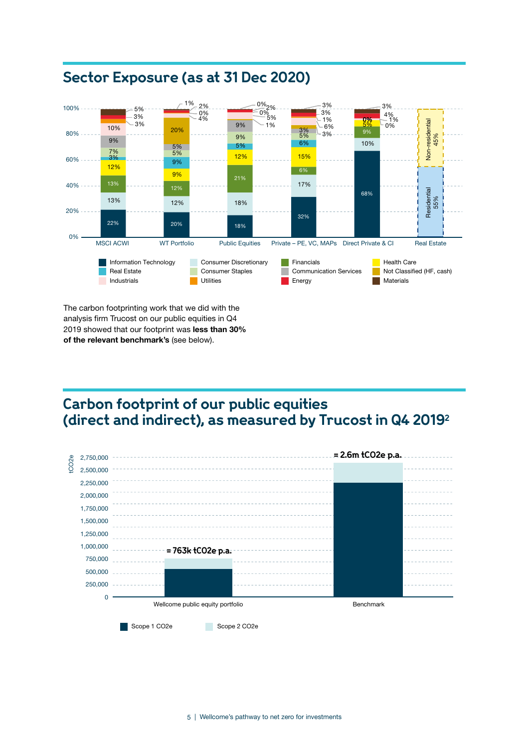## Sector Exposure (as at 31 Dec 2020)

100%
80%
60%
40%
20%
0%

MSCI ACWI: 22%, 13%, 13%, 12%, 3%, 7%, 9%, 10%, 3%, 3%, 5%
WT Portfolio: 20%, 12%, 12%, 9%, 9%, 5%, 5%, 20%, 4%, 0%, 2%, 1%
Public Equities: 18%, 18%, 21%, 12%, 5%, 9%, 9%, 1%, 5%, 0%, 2%, 0%
Private – PE, VC, MAPs: 32%, 17%, 6%, 15%, 6%, 5%, 3%, 3%, 6%, 1%, 3%, 3%
Direct Private & CI: 68%, 10%, 9%, 5%, 0%, 0%, 1%, 4%, 3%
Real Estate: Residential 55%, Non-residential 45%

Information Technology
Consumer Discretionary
Financials
Health Care
Real Estate
Consumer Staples
Communication Services
Not Classified (HF, cash)
Industrials
Utilities
Energy
Materials

The carbon footprinting work that we did with the analysis firm Trucost on our public equities in Q4 2019 showed that our footprint was **less than 30% of the relevant benchmark's** (see below).

## Carbon footprint of our public equities (direct and indirect), as measured by Trucost in Q4 2019[2]

tCO2e
2,750,000
2,500,000
2,250,000
2,000,000
1,750,000
1,500,000
1,250,000
1,000,000
750,000
500,000
250,000
0

= 763k tCO2e p.a.
= 2.6m tCO2e p.a.

Wellcome public equity portfolio
Benchmark

Scope 1 CO2e
Scope 2 CO2e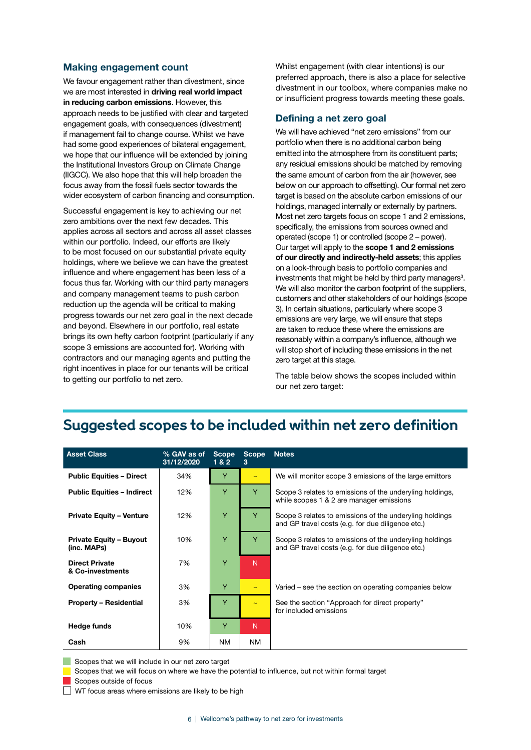## Making engagement count

We favour engagement rather than divestment, since we are most interested in **driving real world impact in reducing carbon emissions**. However, this approach needs to be justified with clear and targeted engagement goals, with consequences (divestment) if management fail to change course. Whilst we have had some good experiences of bilateral engagement, we hope that our influence will be extended by joining the Institutional Investors Group on Climate Change (IIGCC). We also hope that this will help broaden the focus away from the fossil fuels sector towards the wider ecosystem of carbon financing and consumption.

Successful engagement is key to achieving our net zero ambitions over the next few decades. This applies across all sectors and across all asset classes within our portfolio. Indeed, our efforts are likely to be most focused on our substantial private equity holdings, where we believe we can have the greatest influence and where engagement has been less of a focus thus far. Working with our third party managers and company management teams to push carbon reduction up the agenda will be critical to making progress towards our net zero goal in the next decade and beyond. Elsewhere in our portfolio, real estate brings its own hefty carbon footprint (particularly if any scope 3 emissions are accounted for). Working with contractors and our managing agents and putting the right incentives in place for our tenants will be critical to getting our portfolio to net zero.

Whilst engagement (with clear intentions) is our preferred approach, there is also a place for selective divestment in our toolbox, where companies make no or insufficient progress towards meeting these goals.

## Defining a net zero goal

We will have achieved "net zero emissions" from our portfolio when there is no additional carbon being emitted into the atmosphere from its constituent parts; any residual emissions should be matched by removing the same amount of carbon from the air (however, see below on our approach to offsetting). Our formal net zero target is based on the absolute carbon emissions of our holdings, managed internally or externally by partners. Most net zero targets focus on scope 1 and 2 emissions, specifically, the emissions from sources owned and operated (scope 1) or controlled (scope 2 – power). Our target will apply to the **scope 1 and 2 emissions of our directly and indirectly-held assets**; this applies on a look-through basis to portfolio companies and investments that might be held by third party managers[3]. We will also monitor the carbon footprint of the suppliers, customers and other stakeholders of our holdings (scope 3). In certain situations, particularly where scope 3 emissions are very large, we will ensure that steps are taken to reduce these where the emissions are reasonably within a company's influence, although we will stop short of including these emissions in the net zero target at this stage.

The table below shows the scopes included within our net zero target:

## Suggested scopes to be included within net zero definition

| Asset Class | % GAV as of 31/12/2020 | Scope 1 & 2 | Scope 3 | Notes |
|---|---|---|---|---|
| **Public Equities – Direct** | 34% | Y | ~ | We will monitor scope 3 emissions of the large emittors |
| **Public Equities – Indirect** | 12% | Y | Y | Scope 3 relates to emissions of the underlying holdings, while scopes 1 & 2 are manager emissions |
| **Private Equity – Venture** | 12% | Y | Y | Scope 3 relates to emissions of the underlying holdings and GP travel costs (e.g. for due diligence etc.) |
| **Private Equity – Buyout (inc. MAPs)** | 10% | Y | Y | Scope 3 relates to emissions of the underlying holdings and GP travel costs (e.g. for due diligence etc.) |
| **Direct Private & Co-investments** | 7% | Y | N | |
| **Operating companies** | 3% | Y | ~ | Varied – see the section on operating companies below |
| **Property – Residential** | 3% | Y | ~ | See the section "Approach for direct property" for included emissions |
| **Hedge funds** | 10% | Y | N | |
| **Cash** | 9% | NM | NM | |

- Scopes that we will include in our net zero target (green)
- Scopes that we will focus on where we have the potential to influence, but not within formal target (yellow)
- Scopes outside of focus (red)
- WT focus areas where emissions are likely to be high (outlined)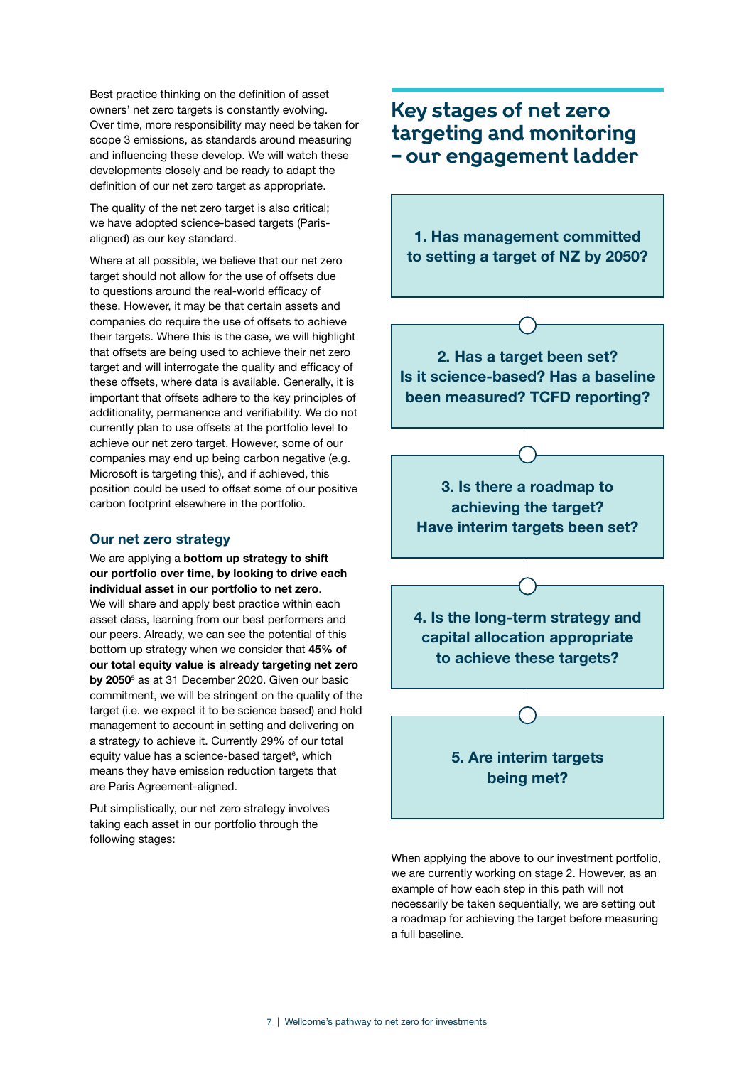Best practice thinking on the definition of asset owners' net zero targets is constantly evolving. Over time, more responsibility may need to be taken for scope 3 emissions, as standards around measuring and influencing these develop. We will watch these developments closely and be ready to adapt the definition of our net zero target as appropriate.

The quality of the net zero target is also critical; we have adopted science-based targets (Paris-aligned) as our key standard.

Where at all possible, we believe that our net zero target should not allow for the use of offsets due to questions around the real-world efficacy of these. However, it may be that certain assets and companies do require the use of offsets to achieve their targets. Where this is the case, we will highlight that offsets are being used to achieve their net zero target and will interrogate the quality and efficacy of these offsets, where data is available. Generally, it is important that offsets adhere to the key principles of additionality, permanence and verifiability. We do not currently plan to use offsets at the portfolio level to achieve our net zero target. However, some of our companies may end up being carbon negative (e.g. Microsoft is targeting this), and if achieved, this position could be used to offset some of our positive carbon footprint elsewhere in the portfolio.

### Our net zero strategy

We are applying a **bottom up strategy to shift our portfolio over time, by looking to drive each individual asset in our portfolio to net zero**. We will share and apply best practice within each asset class, learning from our best performers and our peers. Already, we can see the potential of this bottom up strategy when we consider that **45% of our total equity value is already targeting net zero by 2050**[5] as at 31 December 2020. Given our basic commitment, we will be stringent on the quality of the target (i.e. we expect it to be science based) and hold management to account in setting and delivering on a strategy to achieve it. Currently 29% of our total equity value has a science-based target[6], which means they have emission reduction targets that are Paris Agreement-aligned.

Put simplistically, our net zero strategy involves taking each asset in our portfolio through the following stages:

## Key stages of net zero targeting and monitoring – our engagement ladder

**1. Has management committed to setting a target of NZ by 2050?**

**2. Has a target been set? Is it science-based? Has a baseline been measured? TCFD reporting?**

**3. Is there a roadmap to achieving the target? Have interim targets been set?**

**4. Is the long-term strategy and capital allocation appropriate to achieve these targets?**

**5. Are interim targets being met?**

When applying the above to our investment portfolio, we are currently working on stage 2. However, as an example of how each step in this path will not necessarily be taken sequentially, we are setting out a roadmap for achieving the target before measuring a full baseline.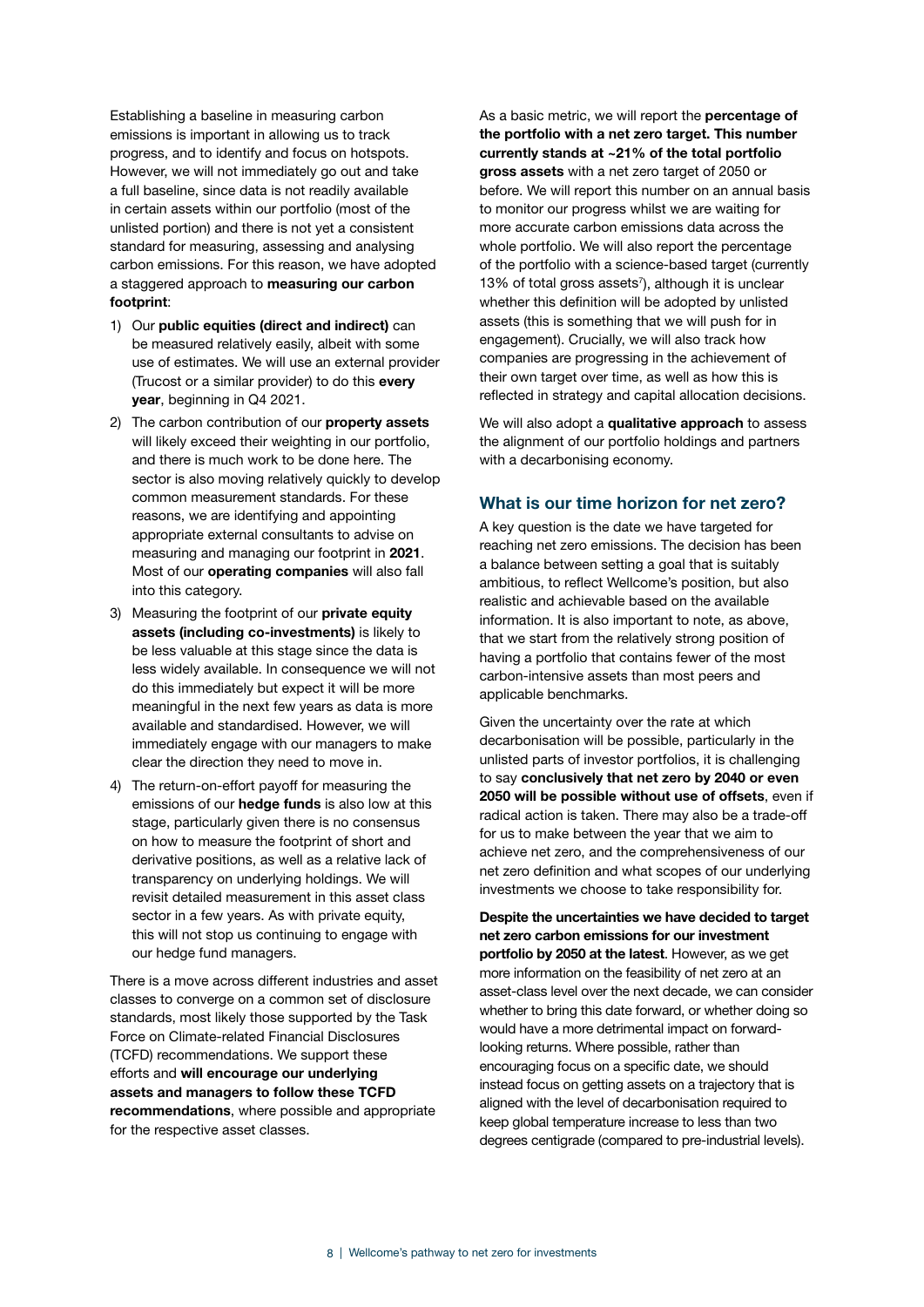Establishing a baseline in measuring carbon emissions is important in allowing us to track progress, and to identify and focus on hotspots. However, we will not immediately go out and take a full baseline, since data is not readily available in certain assets within our portfolio (most of the unlisted portion) and there is not yet a consistent standard for measuring, assessing and analysing carbon emissions. For this reason, we have adopted a staggered approach to **measuring our carbon footprint**:

1) Our **public equities (direct and indirect)** can be measured relatively easily, albeit with some use of estimates. We will use an external provider (Trucost or a similar provider) to do this **every year**, beginning in Q4 2021.
2) The carbon contribution of our **property assets** will likely exceed their weighting in our portfolio, and there is much work to be done here. The sector is also moving relatively quickly to develop common measurement standards. For these reasons, we are identifying and appointing appropriate external consultants to advise on measuring and managing our footprint in **2021**. Most of our **operating companies** will also fall into this category.
3) Measuring the footprint of our **private equity assets (including co-investments)** is likely to be less valuable at this stage since the data is less widely available. In consequence we will not do this immediately but expect it will be more meaningful in the next few years as data is more available and standardised. However, we will immediately engage with our managers to make clear the direction they need to move in.
4) The return-on-effort payoff for measuring the emissions of our **hedge funds** is also low at this stage, particularly given there is no consensus on how to measure the footprint of short and derivative positions, as well as a relative lack of transparency on underlying holdings. We will revisit detailed measurement in this asset class sector in a few years. As with private equity, this will not stop us continuing to engage with our hedge fund managers.

There is a move across different industries and asset classes to converge on a common set of disclosure standards, most likely those supported by the Task Force on Climate-related Financial Disclosures (TCFD) recommendations. We support these efforts and **will encourage our underlying assets and managers to follow these TCFD recommendations**, where possible and appropriate for the respective asset classes.

As a basic metric, we will report the **percentage of the portfolio with a net zero target. This number currently stands at ~21% of the total portfolio gross assets** with a net zero target of 2050 or before. We will report this number on an annual basis to monitor our progress whilst we are waiting for more accurate carbon emissions data across the whole portfolio. We will also report the percentage of the portfolio with a science-based target (currently 13% of total gross assets[7]), although it is unclear whether this definition will be adopted by unlisted assets (this is something that we will push for in engagement). Crucially, we will also track how companies are progressing in the achievement of their own target over time, as well as how this is reflected in strategy and capital allocation decisions.

We will also adopt a **qualitative approach** to assess the alignment of our portfolio holdings and partners with a decarbonising economy.

## What is our time horizon for net zero?

A key question is the date we have targeted for reaching net zero emissions. The decision has been a balance between setting a goal that is suitably ambitious, to reflect Wellcome's position, but also realistic and achievable based on the available information. It is also important to note, as above, that we start from the relatively strong position of having a portfolio that contains fewer of the most carbon-intensive assets than most peers and applicable benchmarks.

Given the uncertainty over the rate at which decarbonisation will be possible, particularly in the unlisted parts of investor portfolios, it is challenging to say **conclusively that net zero by 2040 or even 2050 will be possible without use of offsets**, even if radical action is taken. There may also be a trade-off for us to make between the year that we aim to achieve net zero, and the comprehensiveness of our net zero definition and what scopes of our underlying investments we choose to take responsibility for.

**Despite the uncertainties we have decided to target net zero carbon emissions for our investment portfolio by 2050 at the latest**. However, as we get more information on the feasibility of net zero at an asset-class level over the next decade, we can consider whether to bring this date forward, or whether doing so would have a more detrimental impact on forward-looking returns. Where possible, rather than encouraging focus on a specific date, we should instead focus on getting assets on a trajectory that is aligned with the level of decarbonisation required to keep global temperature increase to less than two degrees centigrade (compared to pre-industrial levels).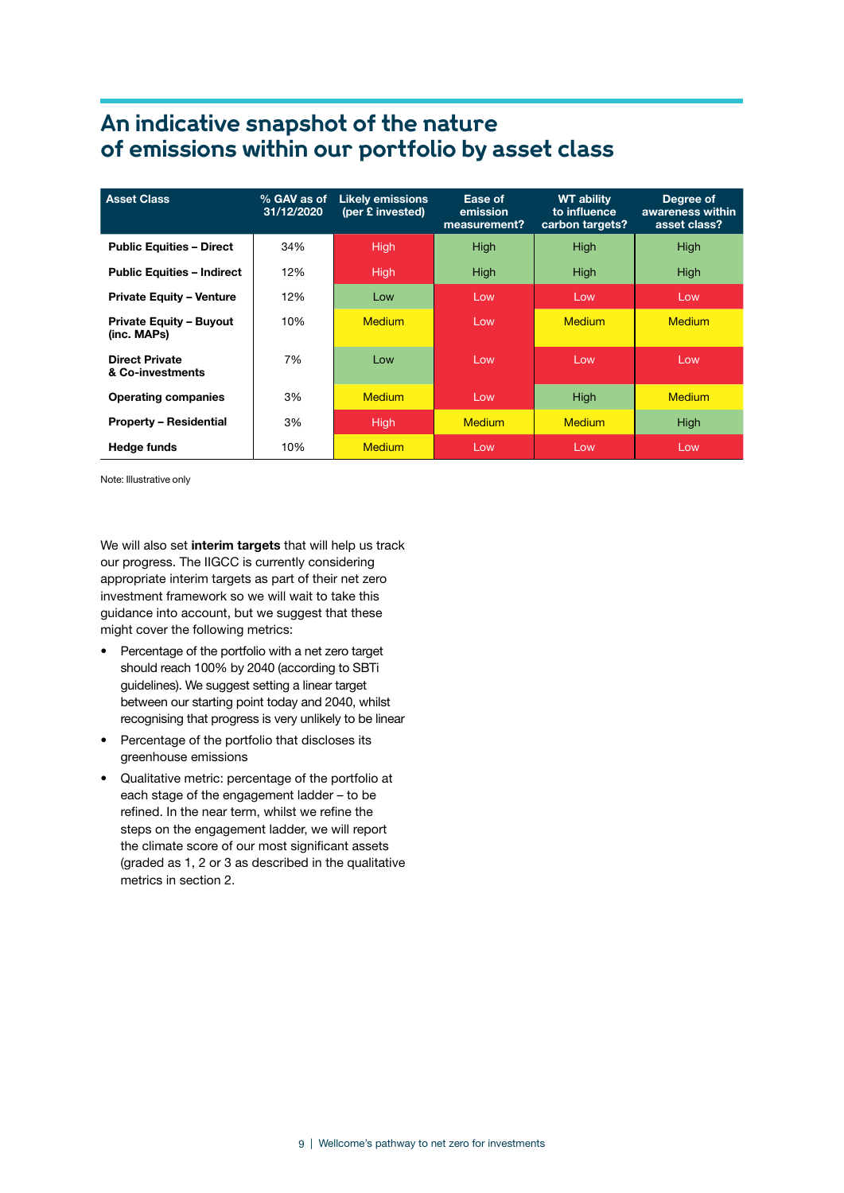## An indicative snapshot of the nature of emissions within our portfolio by asset class

| Asset Class | % GAV as of 31/12/2020 | Likely emissions (per £ invested) | Ease of emission measurement? | WT ability to influence carbon targets? | Degree of awareness within asset class? |
|---|---|---|---|---|---|
| **Public Equities – Direct** | 34% | High | High | High | High |
| **Public Equities – Indirect** | 12% | High | High | High | High |
| **Private Equity – Venture** | 12% | Low | Low | Low | Low |
| **Private Equity – Buyout (inc. MAPs)** | 10% | Medium | Low | Medium | Medium |
| **Direct Private & Co-investments** | 7% | Low | Low | Low | Low |
| **Operating companies** | 3% | Medium | Low | High | Medium |
| **Property – Residential** | 3% | High | Medium | Medium | High |
| **Hedge funds** | 10% | Medium | Low | Low | Low |

Note: Illustrative only

We will also set **interim targets** that will help us track our progress. The IIGCC is currently considering appropriate interim targets as part of their net zero investment framework so we will wait to take this guidance into account, but we suggest that these might cover the following metrics:

- Percentage of the portfolio with a net zero target should reach 100% by 2040 (according to SBTi guidelines). We suggest setting a linear target between our starting point today and 2040, whilst recognising that progress is very unlikely to be linear
- Percentage of the portfolio that discloses its greenhouse emissions
- Qualitative metric: percentage of the portfolio at each stage of the engagement ladder – to be refined. In the near term, whilst we refine the steps on the engagement ladder, we will report the climate score of our most significant assets (graded as 1, 2 or 3 as described in the qualitative metrics in section 2.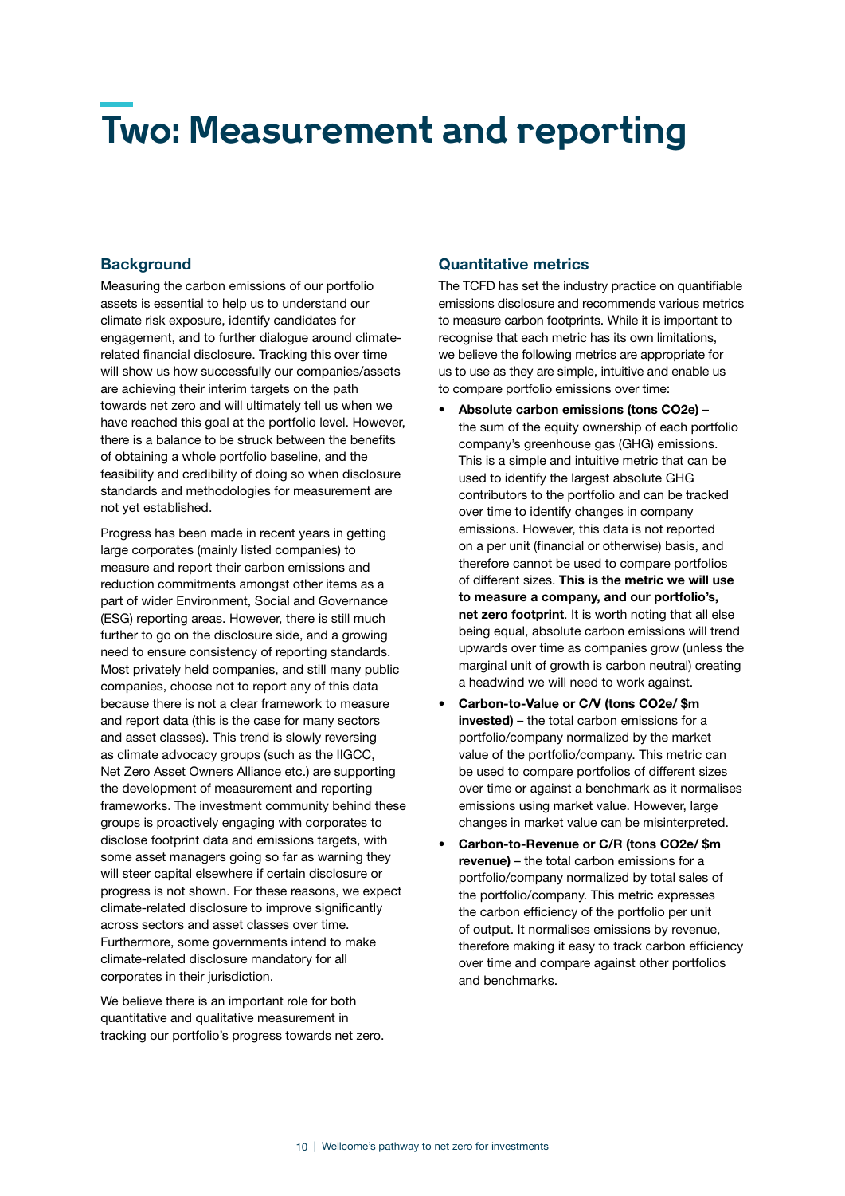# Two: Measurement and reporting

## Background

Measuring the carbon emissions of our portfolio assets is essential to help us to understand our climate risk exposure, identify candidates for engagement, and to further dialogue around climate-related financial disclosure. Tracking this over time will show us how successfully our companies/assets are achieving their interim targets on the path towards net zero and will ultimately tell us when we have reached this goal at the portfolio level. However, there is a balance to be struck between the benefits of obtaining a whole portfolio baseline, and the feasibility and credibility of doing so when disclosure standards and methodologies for measurement are not yet established.

Progress has been made in recent years in getting large corporates (mainly listed companies) to measure and report their carbon emissions and reduction commitments amongst other items as a part of wider Environment, Social and Governance (ESG) reporting areas. However, there is still much further to go on the disclosure side, and a growing need to ensure consistency of reporting standards. Most privately held companies, and still many public companies, choose not to report any of this data because there is not a clear framework to measure and report data (this is the case for many sectors and asset classes). This trend is slowly reversing as climate advocacy groups (such as the IIGCC, Net Zero Asset Owners Alliance etc.) are supporting the development of measurement and reporting frameworks. The investment community behind these groups is proactively engaging with corporates to disclose footprint data and emissions targets, with some asset managers going so far as warning they will steer capital elsewhere if certain disclosure or progress is not shown. For these reasons, we expect climate-related disclosure to improve significantly across sectors and asset classes over time. Furthermore, some governments intend to make climate-related disclosure mandatory for all corporates in their jurisdiction.

We believe there is an important role for both quantitative and qualitative measurement in tracking our portfolio's progress towards net zero.

## Quantitative metrics

The TCFD has set the industry practice on quantifiable emissions disclosure and recommends various metrics to measure carbon footprints. While it is important to recognise that each metric has its own limitations, we believe the following metrics are appropriate for us to use as they are simple, intuitive and enable us to compare portfolio emissions over time:

- **Absolute carbon emissions (tons CO2e)** – the sum of the equity ownership of each portfolio company's greenhouse gas (GHG) emissions. This is a simple and intuitive metric that can be used to identify the largest absolute GHG contributors to the portfolio and can be tracked over time to identify changes in company emissions. However, this data is not reported on a per unit (financial or otherwise) basis, and therefore cannot be used to compare portfolios of different sizes. **This is the metric we will use to measure a company, and our portfolio's, net zero footprint**. It is worth noting that all else being equal, absolute carbon emissions will trend upwards over time as companies grow (unless the marginal unit of growth is carbon neutral) creating a headwind we will need to work against.
- **Carbon-to-Value or C/V (tons CO2e/ $m invested)** – the total carbon emissions for a portfolio/company normalized by the market value of the portfolio/company. This metric can be used to compare portfolios of different sizes over time or against a benchmark as it normalises emissions using market value. However, large changes in market value can be misinterpreted.
- **Carbon-to-Revenue or C/R (tons CO2e/ $m revenue)** – the total carbon emissions for a portfolio/company normalized by total sales of the portfolio/company. This metric expresses the carbon efficiency of the portfolio per unit of output. It normalises emissions by revenue, therefore making it easy to track carbon efficiency over time and compare against other portfolios and benchmarks.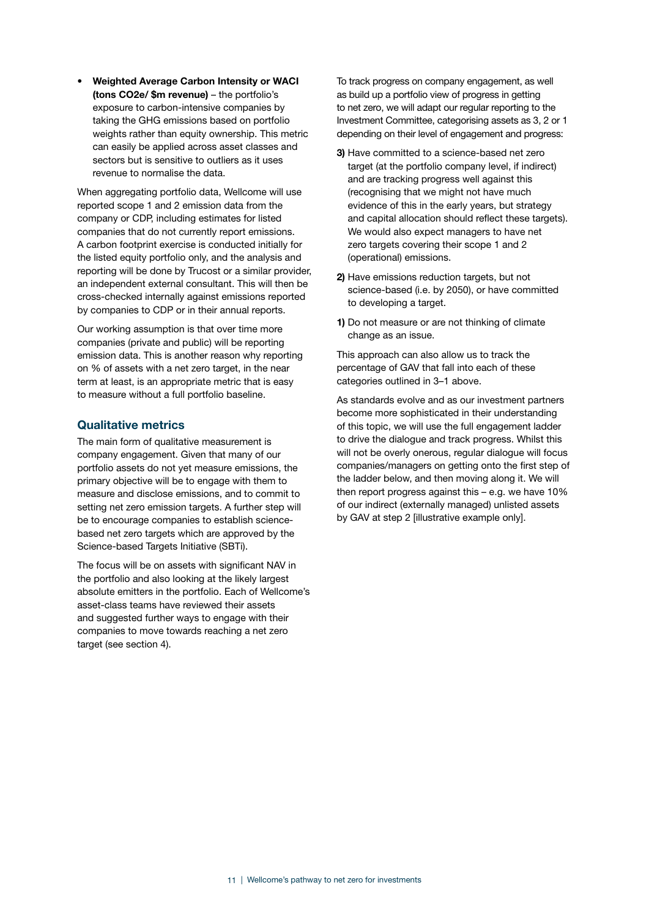- **Weighted Average Carbon Intensity or WACI (tons $CO_2e$/ $m revenue)** – the portfolio's exposure to carbon-intensive companies by taking the GHG emissions based on portfolio weights rather than equity ownership. This metric can easily be applied across asset classes and sectors but is sensitive to outliers as it uses revenue to normalise the data.

When aggregating portfolio data, Wellcome will use reported scope 1 and 2 emission data from the company or CDP, including estimates for listed companies that do not currently report emissions. A carbon footprint exercise is conducted initially for the listed equity portfolio only, and the analysis and reporting will be done by Trucost or a similar provider, an independent external consultant. This will then be cross-checked internally against emissions reported by companies to CDP or in their annual reports.

Our working assumption is that over time more companies (private and public) will be reporting emission data. This is another reason why reporting on % of assets with a net zero target, in the near term at least, is an appropriate metric that is easy to measure without a full portfolio baseline.

## Qualitative metrics

The main form of qualitative measurement is company engagement. Given that many of our portfolio assets do not yet measure emissions, the primary objective will be to engage with them to measure and disclose emissions, and to commit to setting net zero emission targets. A further step will be to encourage companies to establish science-based net zero targets which are approved by the Science-based Targets Initiative (SBTi).

The focus will be on assets with significant NAV in the portfolio and also looking at the likely largest absolute emitters in the portfolio. Each of Wellcome's asset-class teams have reviewed their assets and suggested further ways to engage with their companies to move towards reaching a net zero target (see section 4).

To track progress on company engagement, as well as build up a portfolio view of progress in getting to net zero, we will adapt our regular reporting to the Investment Committee, categorising assets as 3, 2 or 1 depending on their level of engagement and progress:

**3)** Have committed to a science-based net zero target (at the portfolio company level, if indirect) and are tracking progress well against this (recognising that we might not have much evidence of this in the early years, but strategy and capital allocation should reflect these targets). We would also expect managers to have net zero targets covering their scope 1 and 2 (operational) emissions.

**2)** Have emissions reduction targets, but not science-based (i.e. by 2050), or have committed to developing a target.

**1)** Do not measure or are not thinking of climate change as an issue.

This approach can also allow us to track the percentage of GAV that fall into each of these categories outlined in 3–1 above.

As standards evolve and as our investment partners become more sophisticated in their understanding of this topic, we will use the full engagement ladder to drive the dialogue and track progress. Whilst this will not be overly onerous, regular dialogue will focus companies/managers on getting onto the first step of the ladder below, and then moving along it. We will then report progress against this – e.g. we have 10% of our indirect (externally managed) unlisted assets by GAV at step 2 [illustrative example only].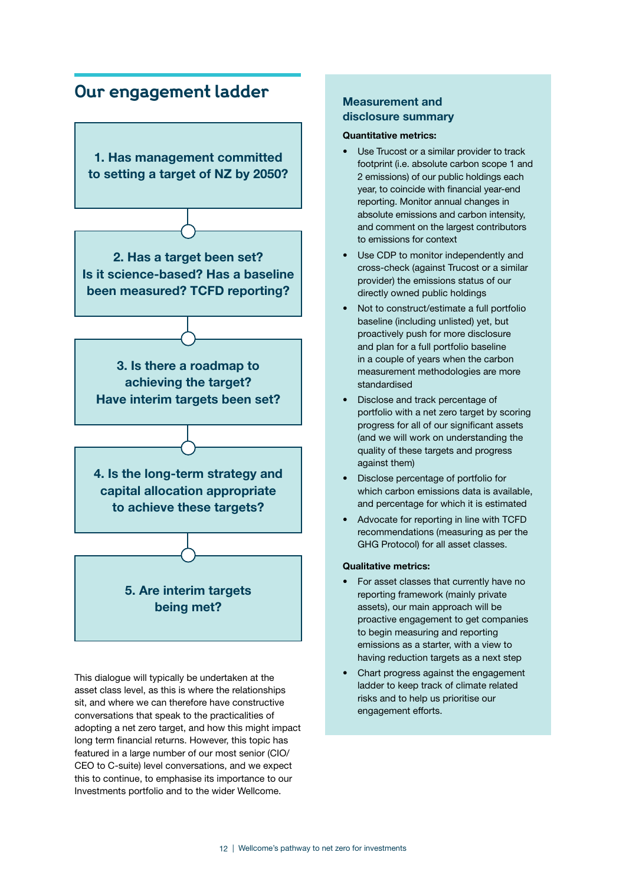## Our engagement ladder

**1. Has management committed to setting a target of NZ by 2050?**

**2. Has a target been set? Is it science-based? Has a baseline been measured? TCFD reporting?**

**3. Is there a roadmap to achieving the target? Have interim targets been set?**

**4. Is the long-term strategy and capital allocation appropriate to achieve these targets?**

**5. Are interim targets being met?**

This dialogue will typically be undertaken at the asset class level, as this is where the relationships sit, and where we can therefore have constructive conversations that speak to the practicalities of adopting a net zero target, and how this might impact long term financial returns. However, this topic has featured in a large number of our most senior (CIO/ CEO to C-suite) level conversations, and we expect this to continue, to emphasise its importance to our Investments portfolio and to the wider Wellcome.

### Measurement and disclosure summary

**Quantitative metrics:**

- Use Trucost or a similar provider to track footprint (i.e. absolute carbon scope 1 and 2 emissions) of our public holdings each year, to coincide with financial year-end reporting. Monitor annual changes in absolute emissions and carbon intensity, and comment on the largest contributors to emissions for context
- Use CDP to monitor independently and cross-check (against Trucost or a similar provider) the emissions status of our directly owned public holdings
- Not to construct/estimate a full portfolio baseline (including unlisted) yet, but proactively push for more disclosure and plan for a full portfolio baseline in a couple of years when the carbon measurement methodologies are more standardised
- Disclose and track percentage of portfolio with a net zero target by scoring progress for all of our significant assets (and we will work on understanding the quality of these targets and progress against them)
- Disclose percentage of portfolio for which carbon emissions data is available, and percentage for which it is estimated
- Advocate for reporting in line with TCFD recommendations (measuring as per the GHG Protocol) for all asset classes.

**Qualitative metrics:**

- For asset classes that currently have no reporting framework (mainly private assets), our main approach will be proactive engagement to get companies to begin measuring and reporting emissions as a starter, with a view to having reduction targets as a next step
- Chart progress against the engagement ladder to keep track of climate related risks and to help us prioritise our engagement efforts.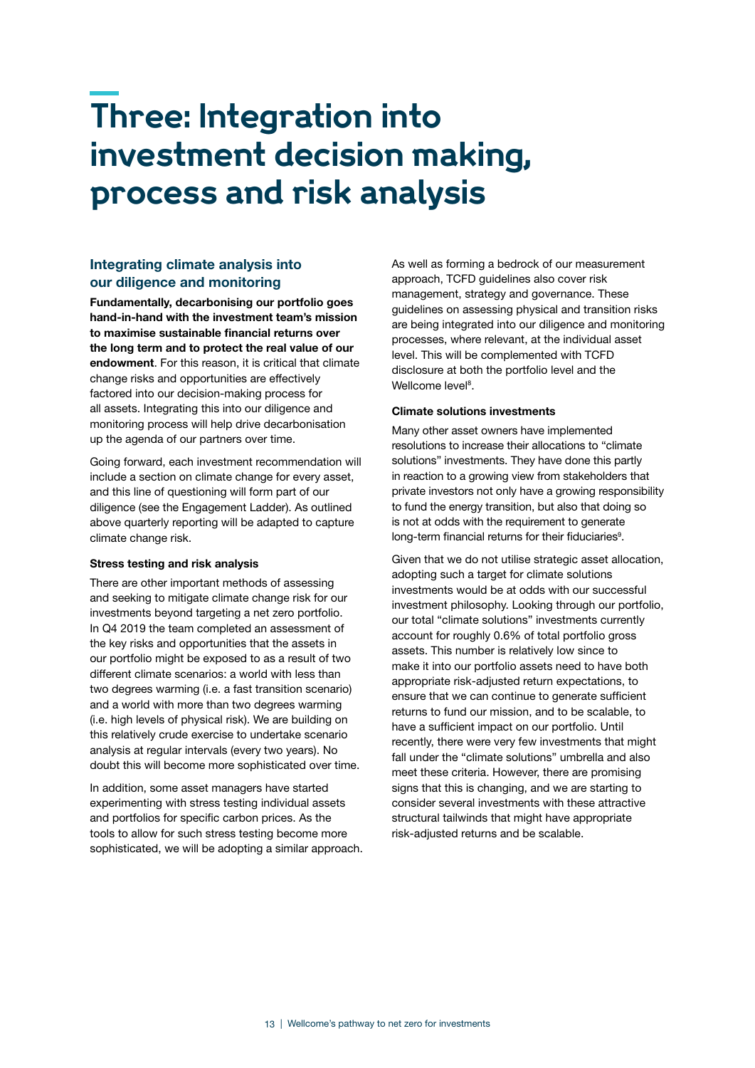# Three: Integration into investment decision making, process and risk analysis

## Integrating climate analysis into our diligence and monitoring

**Fundamentally, decarbonising our portfolio goes hand-in-hand with the investment team's mission to maximise sustainable financial returns over the long term and to protect the real value of our endowment**. For this reason, it is critical that climate change risks and opportunities are effectively factored into our decision-making process for all assets. Integrating this into our diligence and monitoring process will help drive decarbonisation up the agenda of our partners over time.

Going forward, each investment recommendation will include a section on climate change for every asset, and this line of questioning will form part of our diligence (see the Engagement Ladder). As outlined above quarterly reporting will be adapted to capture climate change risk.

### Stress testing and risk analysis

There are other important methods of assessing and seeking to mitigate climate change risk for our investments beyond targeting a net zero portfolio. In Q4 2019 the team completed an assessment of the key risks and opportunities that the assets in our portfolio might be exposed to as a result of two different climate scenarios: a world with less than two degrees warming (i.e. a fast transition scenario) and a world with more than two degrees warming (i.e. high levels of physical risk). We are building on this relatively crude exercise to undertake scenario analysis at regular intervals (every two years). No doubt this will become more sophisticated over time.

In addition, some asset managers have started experimenting with stress testing individual assets and portfolios for specific carbon prices. As the tools to allow for such stress testing become more sophisticated, we will be adopting a similar approach.

As well as forming a bedrock of our measurement approach, TCFD guidelines also cover risk management, strategy and governance. These guidelines on assessing physical and transition risks are being integrated into our diligence and monitoring processes, where relevant, at the individual asset level. This will be complemented with TCFD disclosure at both the portfolio level and the Wellcome level[8].

### Climate solutions investments

Many other asset owners have implemented resolutions to increase their allocations to "climate solutions" investments. They have done this partly in reaction to a growing view from stakeholders that private investors not only have a growing responsibility to fund the energy transition, but also that doing so is not at odds with the requirement to generate long-term financial returns for their fiduciaries[9].

Given that we do not utilise strategic asset allocation, adopting such a target for climate solutions investments would be at odds with our successful investment philosophy. Looking through our portfolio, our total "climate solutions" investments currently account for roughly 0.6% of total portfolio gross assets. This number is relatively low since to make it into our portfolio assets need to have both appropriate risk-adjusted return expectations, to ensure that we can continue to generate sufficient returns to fund our mission, and to be scalable, to have a sufficient impact on our portfolio. Until recently, there were very few investments that might fall under the "climate solutions" umbrella and also meet these criteria. However, there are promising signs that this is changing, and we are starting to consider several investments with these attractive structural tailwinds that might have appropriate risk-adjusted returns and be scalable.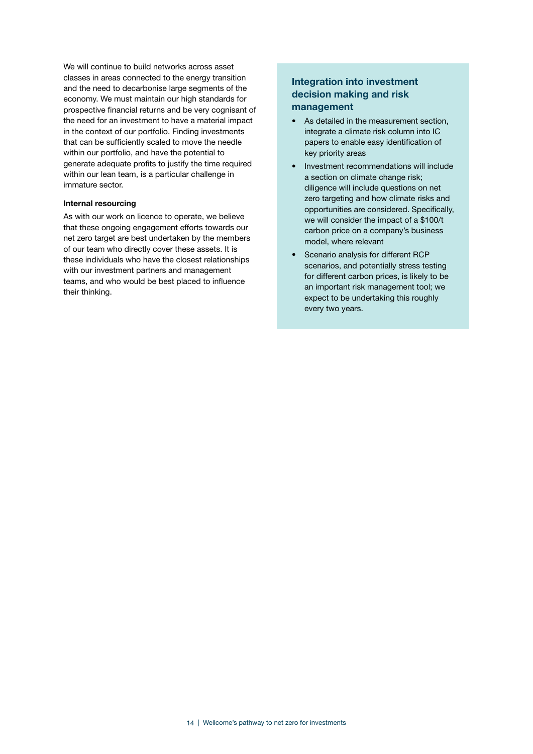We will continue to build networks across asset classes in areas connected to the energy transition and the need to decarbonise large segments of the economy. We must maintain our high standards for prospective financial returns and be very cognisant of the need for an investment to have a material impact in the context of our portfolio. Finding investments that can be sufficiently scaled to move the needle within our portfolio, and have the potential to generate adequate profits to justify the time required within our lean team, is a particular challenge in immature sector.

**Internal resourcing**

As with our work on licence to operate, we believe that these ongoing engagement efforts towards our net zero target are best undertaken by the members of our team who directly cover these assets. It is these individuals who have the closest relationships with our investment partners and management teams, and who would be best placed to influence their thinking.

### Integration into investment decision making and risk management

- As detailed in the measurement section, integrate a climate risk column into IC papers to enable easy identification of key priority areas
- Investment recommendations will include a section on climate change risk; diligence will include questions on net zero targeting and how climate risks and opportunities are considered. Specifically, we will consider the impact of a $100/t carbon price on a company's business model, where relevant
- Scenario analysis for different RCP scenarios, and potentially stress testing for different carbon prices, is likely to be an important risk management tool; we expect to be undertaking this roughly every two years.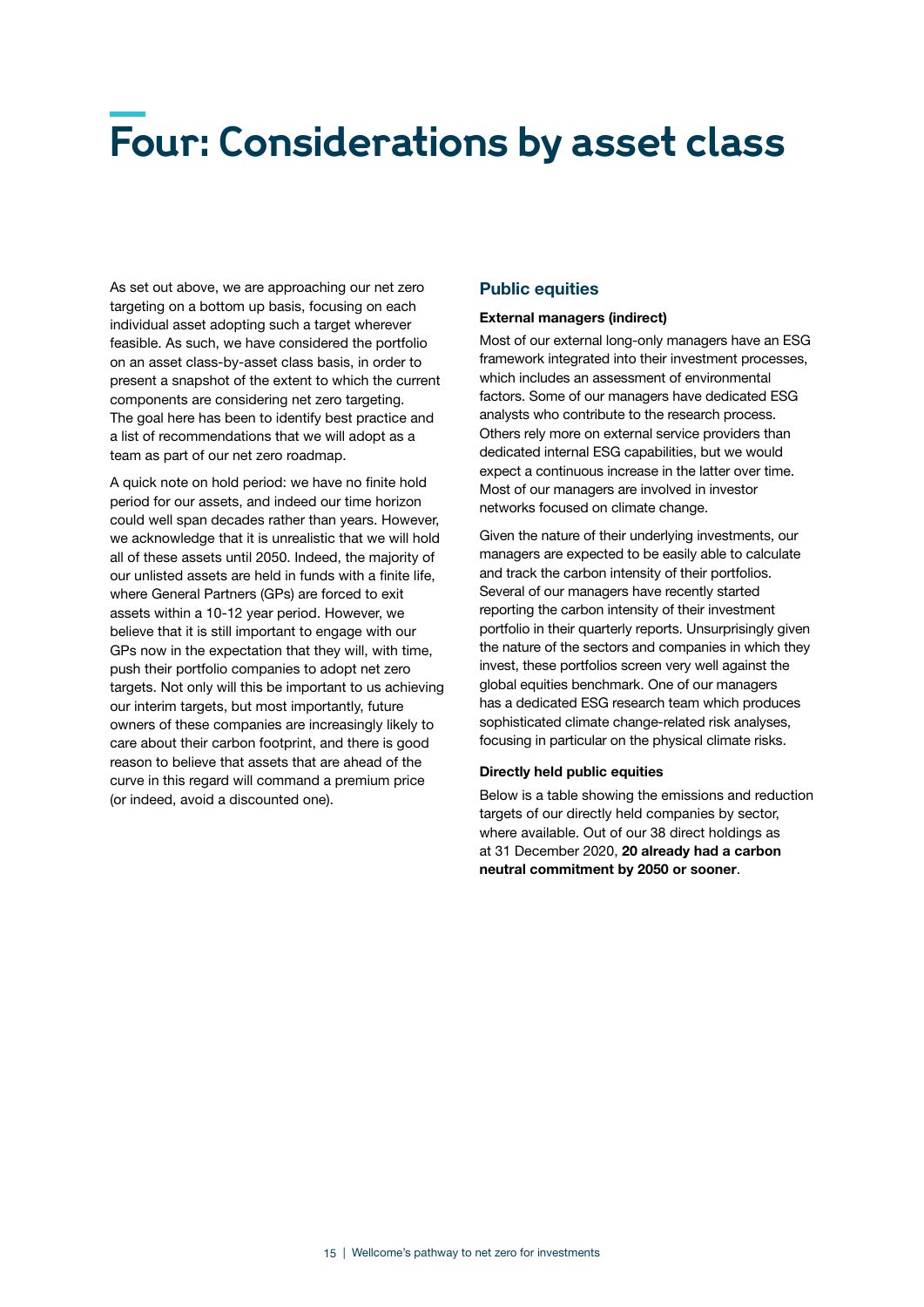# Four: Considerations by asset class

As set out above, we are approaching our net zero targeting on a bottom up basis, focusing on each individual asset adopting such a target wherever feasible. As such, we have considered the portfolio on an asset class-by-asset class basis, in order to present a snapshot of the extent to which the current components are considering net zero targeting. The goal here has been to identify best practice and a list of recommendations that we will adopt as a team as part of our net zero roadmap.

A quick note on hold period: we have no finite hold period for our assets, and indeed our time horizon could well span decades rather than years. However, we acknowledge that it is unrealistic that we will hold all of these assets until 2050. Indeed, the majority of our unlisted assets are held in funds with a finite life, where General Partners (GPs) are forced to exit assets within a 10-12 year period. However, we believe that it is still important to engage with our GPs now in the expectation that they will, with time, push their portfolio companies to adopt net zero targets. Not only will this be important to us achieving our interim targets, but most importantly, future owners of these companies are increasingly likely to care about their carbon footprint, and there is good reason to believe that assets that are ahead of the curve in this regard will command a premium price (or indeed, avoid a discounted one).

## Public equities

### External managers (indirect)

Most of our external long-only managers have an ESG framework integrated into their investment processes, which includes an assessment of environmental factors. Some of our managers have dedicated ESG analysts who contribute to the research process. Others rely more on external service providers than dedicated internal ESG capabilities, but we would expect a continuous increase in the latter over time. Most of our managers are involved in investor networks focused on climate change.

Given the nature of their underlying investments, our managers are expected to be easily able to calculate and track the carbon intensity of their portfolios. Several of our managers have recently started reporting the carbon intensity of their investment portfolio in their quarterly reports. Unsurprisingly given the nature of the sectors and companies in which they invest, these portfolios screen very well against the global equities benchmark. One of our managers has a dedicated ESG research team which produces sophisticated climate change-related risk analyses, focusing in particular on the physical climate risks.

### Directly held public equities

Below is a table showing the emissions and reduction targets of our directly held companies by sector, where available. Out of our 38 direct holdings as at 31 December 2020, **20 already had a carbon neutral commitment by 2050 or sooner**.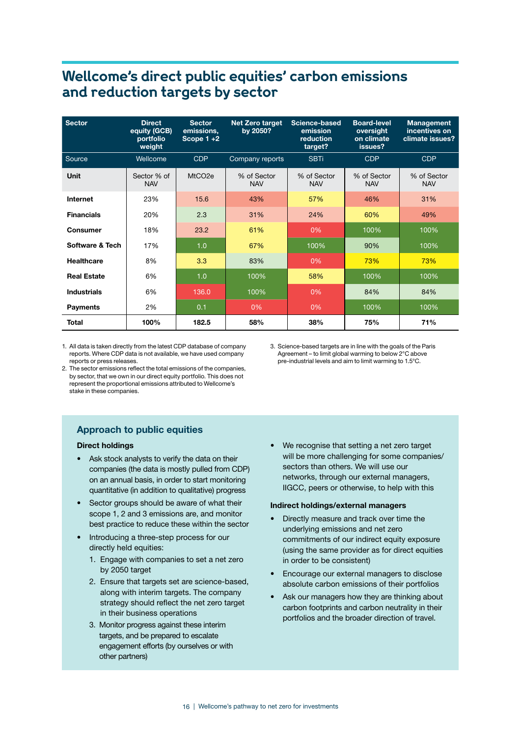## Wellcome's direct public equities' carbon emissions and reduction targets by sector

| Sector | Direct equity (GCB) portfolio weight | Sector emissions, Scope 1 +2 | Net Zero target by 2050? | Science-based emission reduction target? | Board-level oversight on climate issues? | Management incentives on climate issues? |
|---|---|---|---|---|---|---|
| Source | Wellcome | CDP | Company reports | SBTi | CDP | CDP |
| **Unit** | Sector % of NAV | MtCO2e | % of Sector NAV | % of Sector NAV | % of Sector NAV | % of Sector NAV |
| **Internet** | 23% | 15.6 | 43% | 57% | 46% | 31% |
| **Financials** | 20% | 2.3 | 31% | 24% | 60% | 49% |
| **Consumer** | 18% | 23.2 | 61% | 0% | 100% | 100% |
| **Software & Tech** | 17% | 1.0 | 67% | 100% | 90% | 100% |
| **Healthcare** | 8% | 3.3 | 83% | 0% | 73% | 73% |
| **Real Estate** | 6% | 1.0 | 100% | 58% | 100% | 100% |
| **Industrials** | 6% | 136.0 | 100% | 0% | 84% | 84% |
| **Payments** | 2% | 0.1 | 0% | 0% | 100% | 100% |
| **Total** | **100%** | **182.5** | **58%** | **38%** | **75%** | **71%** |

1. All data is taken directly from the latest CDP database of company reports. Where CDP data is not available, we have used company reports or press releases.
2. The sector emissions reflect the total emissions of the companies, by sector, that we own in our direct equity portfolio. This does not represent the proportional emissions attributed to Wellcome's stake in these companies.
3. Science-based targets are in line with the goals of the Paris Agreement – to limit global warming to below 2°C above pre-industrial levels and aim to limit warming to 1.5°C.

### Approach to public equities

**Direct holdings**

- Ask stock analysts to verify the data on their companies (the data is mostly pulled from CDP) on an annual basis, in order to start monitoring quantitative (in addition to qualitative) progress
- Sector groups should be aware of what their scope 1, 2 and 3 emissions are, and monitor best practice to reduce these within the sector
- Introducing a three-step process for our directly held equities:
  1. Engage with companies to set a net zero by 2050 target
  2. Ensure that targets set are science-based, along with interim targets. The company strategy should reflect the net zero target in their business operations
  3. Monitor progress against these interim targets, and be prepared to escalate engagement efforts (by ourselves or with other partners)
- We recognise that setting a net zero target will be more challenging for some companies/sectors than others. We will use our networks, through our external managers, IIGCC, peers or otherwise, to help with this

**Indirect holdings/external managers**

- Directly measure and track over time the underlying emissions and net zero commitments of our indirect equity exposure (using the same provider as for direct equities in order to be consistent)
- Encourage our external managers to disclose absolute carbon emissions of their portfolios
- Ask our managers how they are thinking about carbon footprints and carbon neutrality in their portfolios and the broader direction of travel.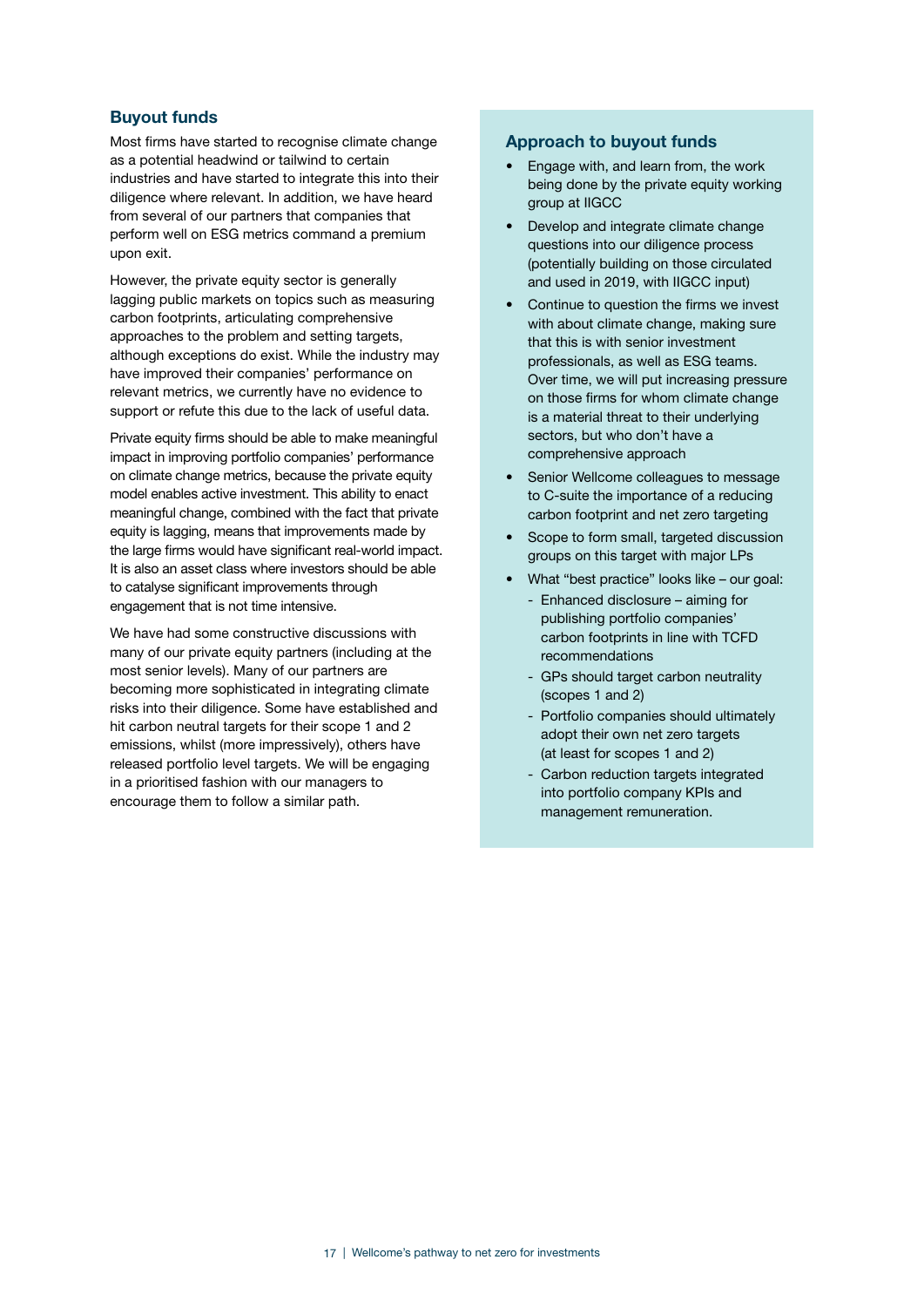## Buyout funds

Most firms have started to recognise climate change as a potential headwind or tailwind to certain industries and have started to integrate this into their diligence where relevant. In addition, we have heard from several of our partners that companies that perform well on ESG metrics command a premium upon exit.

However, the private equity sector is generally lagging public markets on topics such as measuring carbon footprints, articulating comprehensive approaches to the problem and setting targets, although exceptions do exist. While the industry may have improved their companies' performance on relevant metrics, we currently have no evidence to support or refute this due to the lack of useful data.

Private equity firms should be able to make meaningful impact in improving portfolio companies' performance on climate change metrics, because the private equity model enables active investment. This ability to enact meaningful change, combined with the fact that private equity is lagging, means that improvements made by the large firms would have significant real-world impact. It is also an asset class where investors should be able to catalyse significant improvements through engagement that is not time intensive.

We have had some constructive discussions with many of our private equity partners (including at the most senior levels). Many of our partners are becoming more sophisticated in integrating climate risks into their diligence. Some have established and hit carbon neutral targets for their scope 1 and 2 emissions, whilst (more impressively), others have released portfolio level targets. We will be engaging in a prioritised fashion with our managers to encourage them to follow a similar path.

### Approach to buyout funds

- Engage with, and learn from, the work being done by the private equity working group at IIGCC
- Develop and integrate climate change questions into our diligence process (potentially building on those circulated and used in 2019, with IIGCC input)
- Continue to question the firms we invest with about climate change, making sure that this is with senior investment professionals, as well as ESG teams. Over time, we will put increasing pressure on those firms for whom climate change is a material threat to their underlying sectors, but who don't have a comprehensive approach
- Senior Wellcome colleagues to message to C-suite the importance of a reducing carbon footprint and net zero targeting
- Scope to form small, targeted discussion groups on this target with major LPs
- What "best practice" looks like – our goal:
  - Enhanced disclosure – aiming for publishing portfolio companies' carbon footprints in line with TCFD recommendations
  - GPs should target carbon neutrality (scopes 1 and 2)
  - Portfolio companies should ultimately adopt their own net zero targets (at least for scopes 1 and 2)
  - Carbon reduction targets integrated into portfolio company KPIs and management remuneration.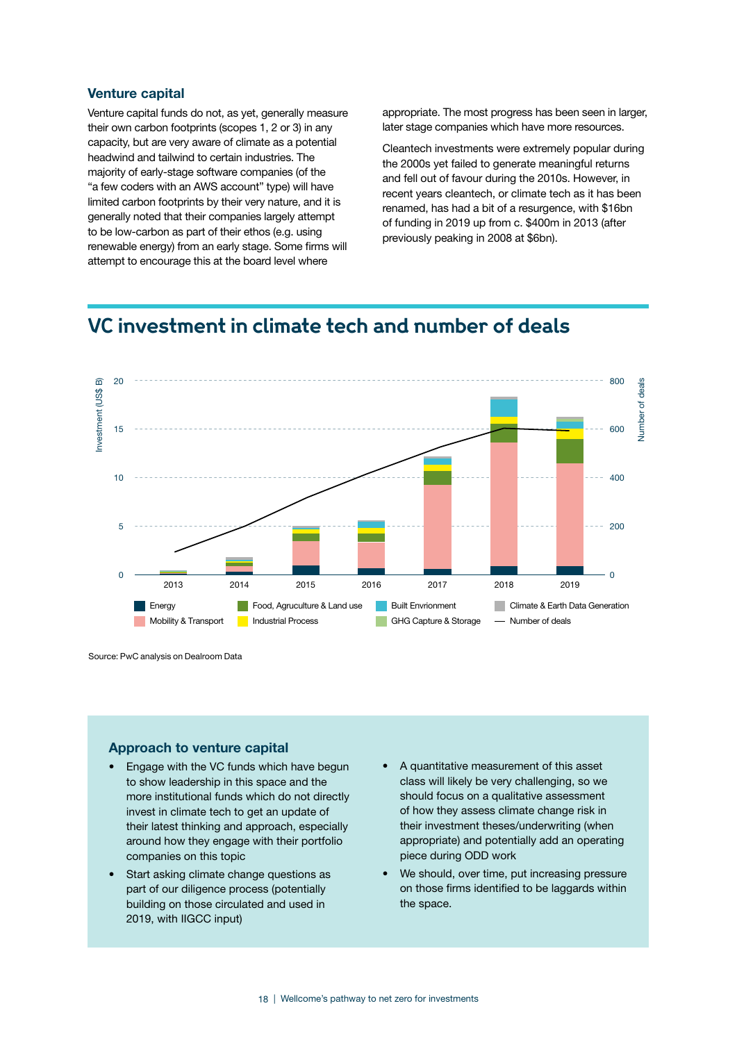## Venture capital

Venture capital funds do not, as yet, generally measure their own carbon footprints (scopes 1, 2 or 3) in any capacity, but are very aware of climate as a potential headwind and tailwind to certain industries. The majority of early-stage software companies (of the "a few coders with an AWS account" type) will have limited carbon footprints by their very nature, and it is generally noted that their companies largely attempt to be low-carbon as part of their ethos (e.g. using renewable energy) from an early stage. Some firms will attempt to encourage this at the board level where appropriate. The most progress has been seen in larger, later stage companies which have more resources.

Cleantech investments were extremely popular during the 2000s yet failed to generate meaningful returns and fell out of favour during the 2010s. However, in recent years cleantech, or climate tech as it has been renamed, has had a bit of a resurgence, with $16bn of funding in 2019 up from c. $400m in 2013 (after previously peaking in 2008 at $6bn).

## VC investment in climate tech and number of deals

Investment (US$ B)
20
15
10
5
0

Number of deals
800
600
400
200
0

2013
2014
2015
2016
2017
2018
2019

Energy
Mobility & Transport
Food, Agruculture & Land use
Industrial Process
Built Envrionment
GHG Capture & Storage
Climate & Earth Data Generation
Number of deals

Source: PwC analysis on Dealroom Data

### Approach to venture capital

- Engage with the VC funds which have begun to show leadership in this space and the more institutional funds which do not directly invest in climate tech to get an update of their latest thinking and approach, especially around how they engage with their portfolio companies on this topic
- Start asking climate change questions as part of our diligence process (potentially building on those circulated and used in 2019, with IIGCC input)
- A quantitative measurement of this asset class will likely be very challenging, so we should focus on a qualitative assessment of how they assess climate change risk in their investment theses/underwriting (when appropriate) and potentially add an operating piece during ODD work
- We should, over time, put increasing pressure on those firms identified to be laggards within the space.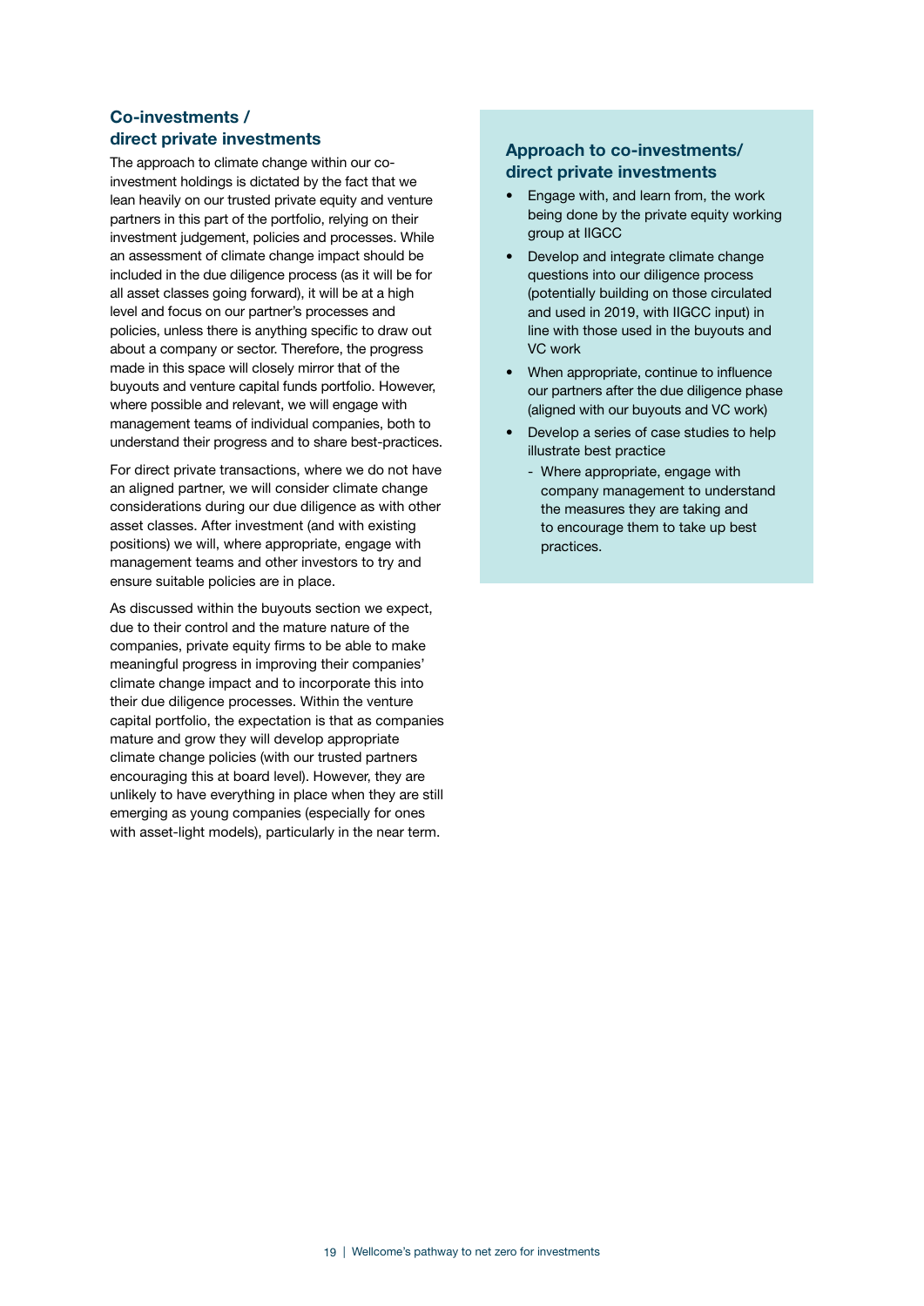## Co-investments / direct private investments

The approach to climate change within our co-investment holdings is dictated by the fact that we lean heavily on our trusted private equity and venture partners in this part of the portfolio, relying on their investment judgement, policies and processes. While an assessment of climate change impact should be included in the due diligence process (as it will be for all asset classes going forward), it will be at a high level and focus on our partner's processes and policies, unless there is anything specific to draw out about a company or sector. Therefore, the progress made in this space will closely mirror that of the buyouts and venture capital funds portfolio. However, where possible and relevant, we will engage with management teams of individual companies, both to understand their progress and to share best-practices.

For direct private transactions, where we do not have an aligned partner, we will consider climate change considerations during our due diligence as with other asset classes. After investment (and with existing positions) we will, where appropriate, engage with management teams and other investors to try and ensure suitable policies are in place.

As discussed within the buyouts section we expect, due to their control and the mature nature of the companies, private equity firms to be able to make meaningful progress in improving their companies' climate change impact and to incorporate this into their due diligence processes. Within the venture capital portfolio, the expectation is that as companies mature and grow they will develop appropriate climate change policies (with our trusted partners encouraging this at board level). However, they are unlikely to have everything in place when they are still emerging as young companies (especially for ones with asset-light models), particularly in the near term.

### Approach to co-investments/ direct private investments

- Engage with, and learn from, the work being done by the private equity working group at IIGCC
- Develop and integrate climate change questions into our diligence process (potentially building on those circulated and used in 2019, with IIGCC input) in line with those used in the buyouts and VC work
- When appropriate, continue to influence our partners after the due diligence phase (aligned with our buyouts and VC work)
- Develop a series of case studies to help illustrate best practice
  - Where appropriate, engage with company management to understand the measures they are taking and to encourage them to take up best practices.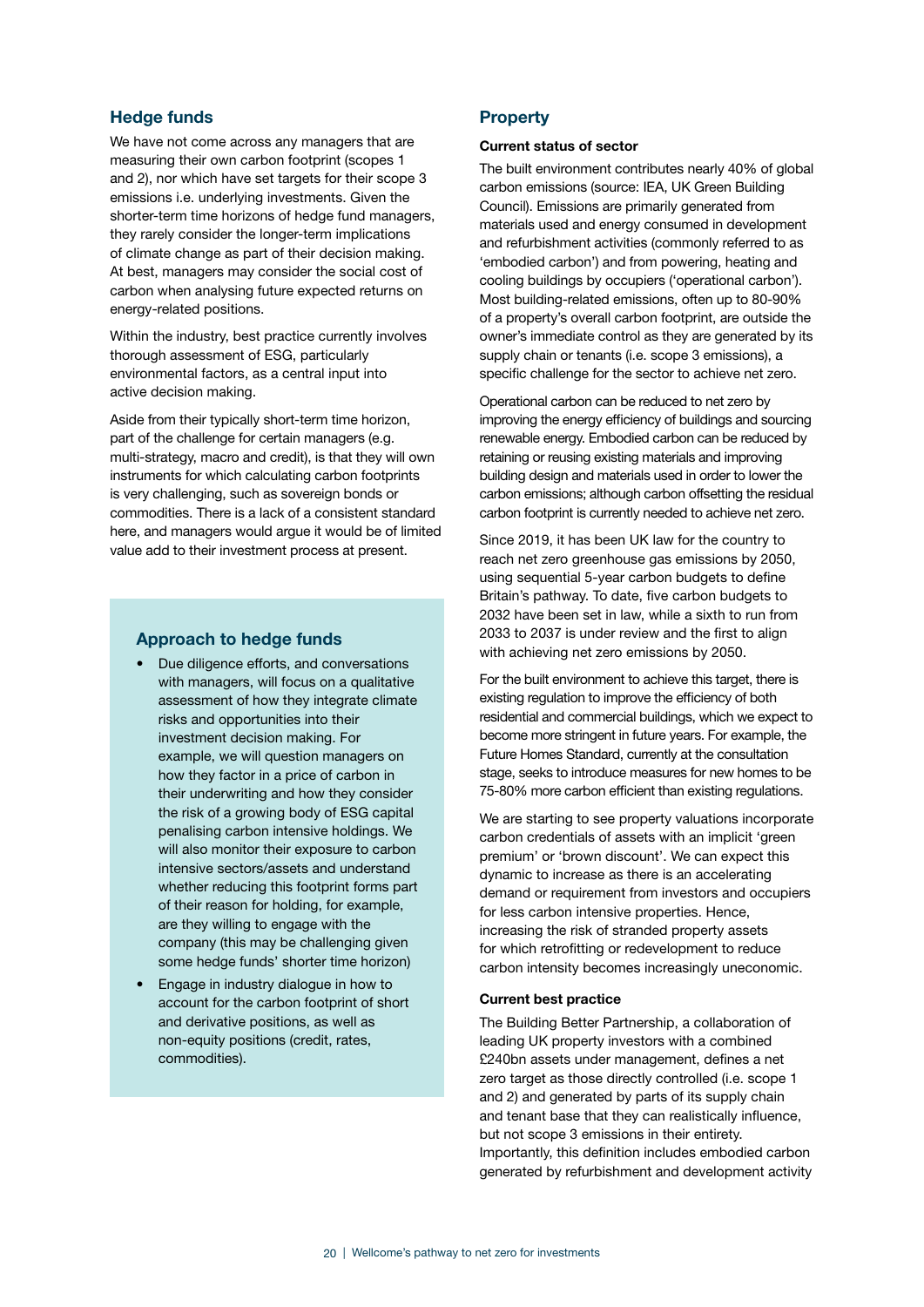## Hedge funds

We have not come across any managers that are measuring their own carbon footprint (scopes 1 and 2), nor which have set targets for their scope 3 emissions i.e. underlying investments. Given the shorter-term time horizons of hedge fund managers, they rarely consider the longer-term implications of climate change as part of their decision making. At best, managers may consider the social cost of carbon when analysing future expected returns on energy-related positions.

Within the industry, best practice currently involves thorough assessment of ESG, particularly environmental factors, as a central input into active decision making.

Aside from their typically short-term time horizon, part of the challenge for certain managers (e.g. multi-strategy, macro and credit), is that they will own instruments for which calculating carbon footprints is very challenging, such as sovereign bonds or commodities. There is a lack of a consistent standard here, and managers would argue it would be of limited value add to their investment process at present.

### Approach to hedge funds

- Due diligence efforts, and conversations with managers, will focus on a qualitative assessment of how they integrate climate risks and opportunities into their investment decision making. For example, we will question managers on how they factor in a price of carbon in their underwriting and how they consider the risk of a growing body of ESG capital penalising carbon intensive holdings. We will also monitor their exposure to carbon intensive sectors/assets and understand whether reducing this footprint forms part of their reason for holding, for example, are they willing to engage with the company (this may be challenging given some hedge funds' shorter time horizon)
- Engage in industry dialogue in how to account for the carbon footprint of short and derivative positions, as well as non-equity positions (credit, rates, commodities).

## Property

**Current status of sector**

The built environment contributes nearly 40% of global carbon emissions (source: IEA, UK Green Building Council). Emissions are primarily generated from materials used and energy consumed in development and refurbishment activities (commonly referred to as 'embodied carbon') and from powering, heating and cooling buildings by occupiers ('operational carbon'). Most building-related emissions, often up to 80-90% of a property's overall carbon footprint, are outside the owner's immediate control as they are generated by its supply chain or tenants (i.e. scope 3 emissions), a specific challenge for the sector to achieve net zero.

Operational carbon can be reduced to net zero by improving the energy efficiency of buildings and sourcing renewable energy. Embodied carbon can be reduced by retaining or reusing existing materials and improving building design and materials used in order to lower the carbon emissions; although carbon offsetting the residual carbon footprint is currently needed to achieve net zero.

Since 2019, it has been UK law for the country to reach net zero greenhouse gas emissions by 2050, using sequential 5-year carbon budgets to define Britain's pathway. To date, five carbon budgets to 2032 have been set in law, while a sixth to run from 2033 to 2037 is under review and the first to align with achieving net zero emissions by 2050.

For the built environment to achieve this target, there is existing regulation to improve the efficiency of both residential and commercial buildings, which we expect to become more stringent in future years. For example, the Future Homes Standard, currently at the consultation stage, seeks to introduce measures for new homes to be 75-80% more carbon efficient than existing regulations.

We are starting to see property valuations incorporate carbon credentials of assets with an implicit 'green premium' or 'brown discount'. We can expect this dynamic to increase as there is an accelerating demand or requirement from investors and occupiers for less carbon intensive properties. Hence, increasing the risk of stranded property assets for which retrofitting or redevelopment to reduce carbon intensity becomes increasingly uneconomic.

**Current best practice**

The Building Better Partnership, a collaboration of leading UK property investors with a combined £240bn assets under management, defines a net zero target as those directly controlled (i.e. scope 1 and 2) and generated by parts of its supply chain and tenant base that they can realistically influence, but not scope 3 emissions in their entirety. Importantly, this definition includes embodied carbon generated by refurbishment and development activity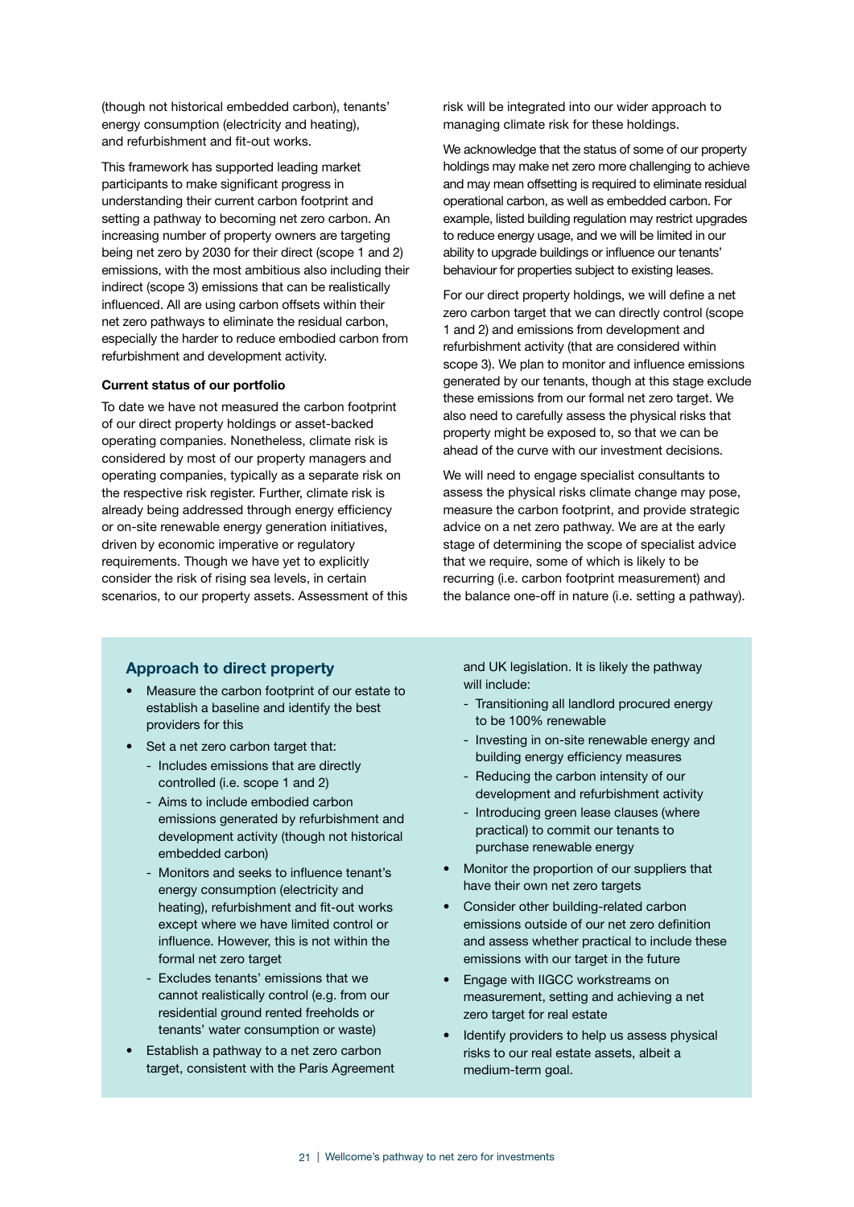(though not historical embedded carbon), tenants' energy consumption (electricity and heating), and refurbishment and fit-out works.

This framework has supported leading market participants to make significant progress in understanding their current carbon footprint and setting a pathway to becoming net zero carbon. An increasing number of property owners are targeting being net zero by 2030 for their direct (scope 1 and 2) emissions, with the most ambitious also including their indirect (scope 3) emissions that can be realistically influenced. All are using carbon offsets within their net zero pathways to eliminate the residual carbon, especially the harder to reduce embodied carbon from refurbishment and development activity.

**Current status of our portfolio**

To date we have not measured the carbon footprint of our direct property holdings or asset-backed operating companies. Nonetheless, climate risk is considered by most of our property managers and operating companies, typically as a separate risk on the respective risk register. Further, climate risk is already being addressed through energy efficiency or on-site renewable energy generation initiatives, driven by economic imperative or regulatory requirements. Though we have yet to explicitly consider the risk of rising sea levels, in certain scenarios, to our property assets. Assessment of this risk will be integrated into our wider approach to managing climate risk for these holdings.

We acknowledge that the status of some of our property holdings may make net zero more challenging to achieve and may mean offsetting is required to eliminate residual operational carbon, as well as embedded carbon. For example, listed building regulation may restrict upgrades to reduce energy usage, and we will be limited in our ability to upgrade buildings or influence our tenants' behaviour for properties subject to existing leases.

For our direct property holdings, we will define a net zero carbon target that we can directly control (scope 1 and 2) and emissions from development and refurbishment activity (that are considered within scope 3). We plan to monitor and influence emissions generated by our tenants, though at this stage exclude these emissions from our formal net zero target. We also need to carefully assess the physical risks that property might be exposed to, so that we can be ahead of the curve with our investment decisions.

We will need to engage specialist consultants to assess the physical risks climate change may pose, measure the carbon footprint, and provide strategic advice on a net zero pathway. We are at the early stage of determining the scope of specialist advice that we require, some of which is likely to be recurring (i.e. carbon footprint measurement) and the balance one-off in nature (i.e. setting a pathway).

### Approach to direct property

- Measure the carbon footprint of our estate to establish a baseline and identify the best providers for this
- Set a net zero carbon target that:
  - Includes emissions that are directly controlled (i.e. scope 1 and 2)
  - Aims to include embodied carbon emissions generated by refurbishment and development activity (though not historical embedded carbon)
  - Monitors and seeks to influence tenant's energy consumption (electricity and heating), refurbishment and fit-out works except where we have limited control or influence. However, this is not within the formal net zero target
  - Excludes tenants' emissions that we cannot realistically control (e.g. from our residential ground rented freeholds or tenants' water consumption or waste)
- Establish a pathway to a net zero carbon target, consistent with the Paris Agreement and UK legislation. It is likely the pathway will include:
  - Transitioning all landlord procured energy to be 100% renewable
  - Investing in on-site renewable energy and building energy efficiency measures
  - Reducing the carbon intensity of our development and refurbishment activity
  - Introducing green lease clauses (where practical) to commit our tenants to purchase renewable energy
- Monitor the proportion of our suppliers that have their own net zero targets
- Consider other building-related carbon emissions outside of our net zero definition and assess whether practical to include these emissions with our target in the future
- Engage with IIGCC workstreams on measurement, setting and achieving a net zero target for real estate
- Identify providers to help us assess physical risks to our real estate assets, albeit a medium-term goal.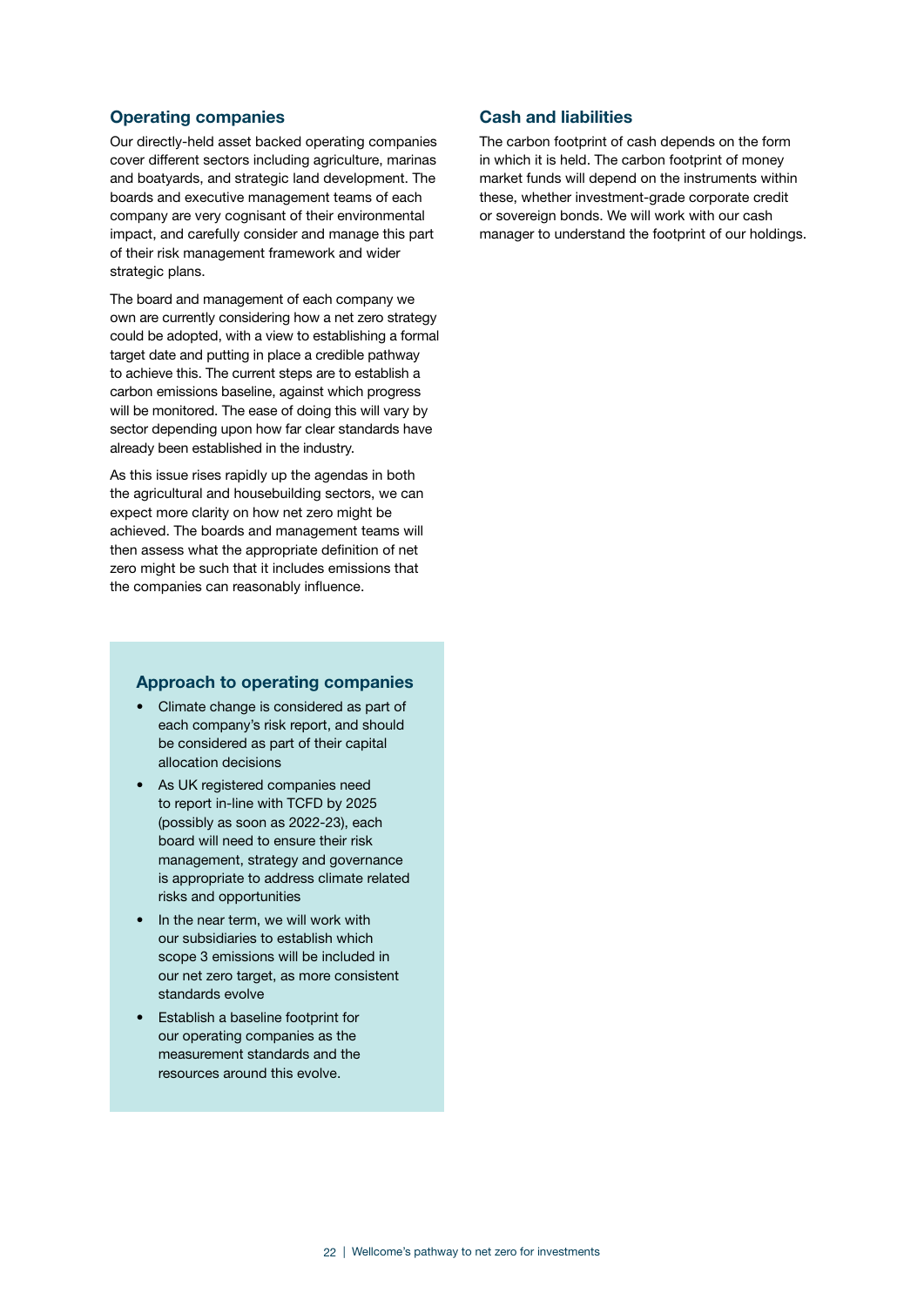## Operating companies

Our directly-held asset backed operating companies cover different sectors including agriculture, marinas and boatyards, and strategic land development. The boards and executive management teams of each company are very cognisant of their environmental impact, and carefully consider and manage this part of their risk management framework and wider strategic plans.

The board and management of each company we own are currently considering how a net zero strategy could be adopted, with a view to establishing a formal target date and putting in place a credible pathway to achieve this. The current steps are to establish a carbon emissions baseline, against which progress will be monitored. The ease of doing this will vary by sector depending upon how far clear standards have already been established in the industry.

As this issue rises rapidly up the agendas in both the agricultural and housebuilding sectors, we can expect more clarity on how net zero might be achieved. The boards and management teams will then assess what the appropriate definition of net zero might be such that it includes emissions that the companies can reasonably influence.

### Approach to operating companies

- Climate change is considered as part of each company's risk report, and should be considered as part of their capital allocation decisions
- As UK registered companies need to report in-line with TCFD by 2025 (possibly as soon as 2022-23), each board will need to ensure their risk management, strategy and governance is appropriate to address climate related risks and opportunities
- In the near term, we will work with our subsidiaries to establish which scope 3 emissions will be included in our net zero target, as more consistent standards evolve
- Establish a baseline footprint for our operating companies as the measurement standards and the resources around this evolve.

## Cash and liabilities

The carbon footprint of cash depends on the form in which it is held. The carbon footprint of money market funds will depend on the instruments within these, whether investment-grade corporate credit or sovereign bonds. We will work with our cash manager to understand the footprint of our holdings.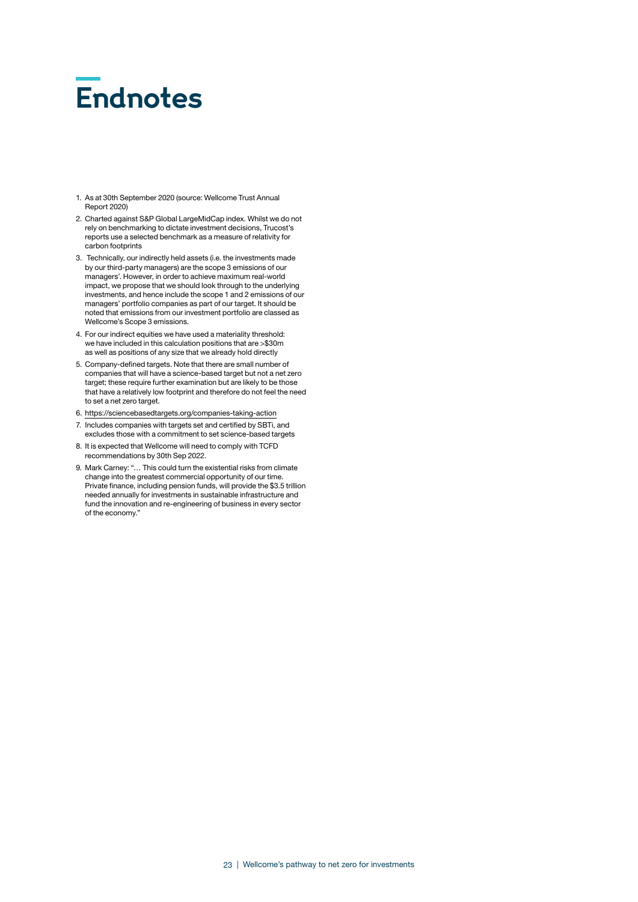# Endnotes

1. As at 30th September 2020 (source: Wellcome Trust Annual Report 2020)
2. Charted against S&P Global LargeMidCap index. Whilst we do not rely on benchmarking to dictate investment decisions, Trucost's reports use a selected benchmark as a measure of relativity for carbon footprints
3. Technically, our indirectly held assets (i.e. the investments made by our third-party managers) are the scope 3 emissions of our managers'. However, in order to achieve maximum real-world impact, we propose that we should look through to the underlying investments, and hence include the scope 1 and 2 emissions of our managers' portfolio companies as part of our target. It should be noted that emissions from our investment portfolio are classed as Wellcome's Scope 3 emissions.
4. For our indirect equities we have used a materiality threshold: we have included in this calculation positions that are >$30m as well as positions of any size that we already hold directly
5. Company-defined targets. Note that there are small number of companies that will have a science-based target but not a net zero target; these require further examination but are likely to be those that have a relatively low footprint and therefore do not feel the need to set a net zero target.
6. https://sciencebasedtargets.org/companies-taking-action
7. Includes companies with targets set and certified by SBTi, and excludes those with a commitment to set science-based targets
8. It is expected that Wellcome will need to comply with TCFD recommendations by 30th Sep 2022.
9. Mark Carney: "… This could turn the existential risks from climate change into the greatest commercial opportunity of our time. Private finance, including pension funds, will provide the $3.5 trillion needed annually for investments in sustainable infrastructure and fund the innovation and re-engineering of business in every sector of the economy."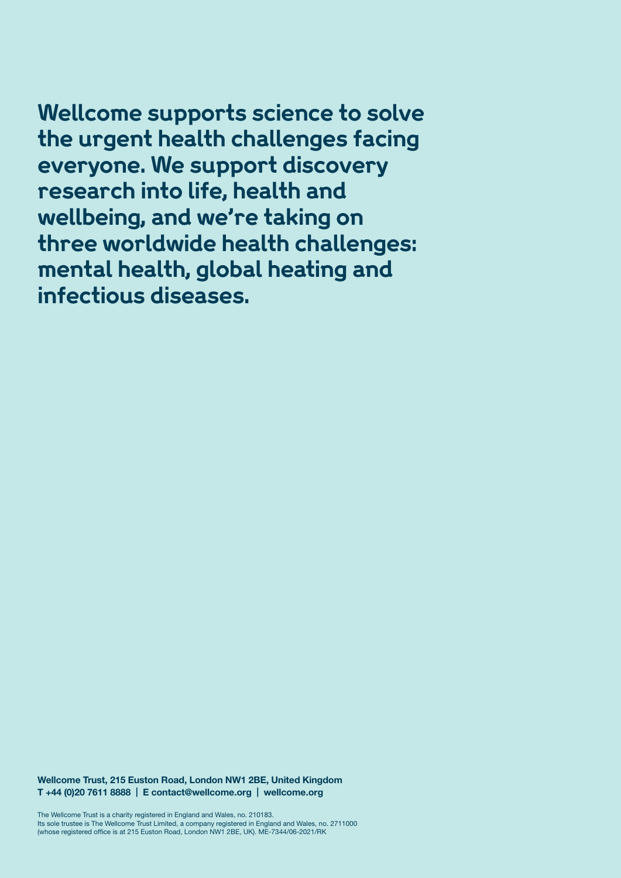**Wellcome supports science to solve the urgent health challenges facing everyone. We support discovery research into life, health and wellbeing, and we're taking on three worldwide health challenges: mental health, global heating and infectious diseases.**

**Wellcome Trust, 215 Euston Road, London NW1 2BE, United Kingdom**
**T +44 (0)20 7611 8888 | E contact@wellcome.org | wellcome.org**

The Wellcome Trust is a charity registered in England and Wales, no. 210183.
Its sole trustee is The Wellcome Trust Limited, a company registered in England and Wales, no. 2711000 (whose registered office is at 215 Euston Road, London NW1 2BE, UK). ME-7344/06-2021/RK